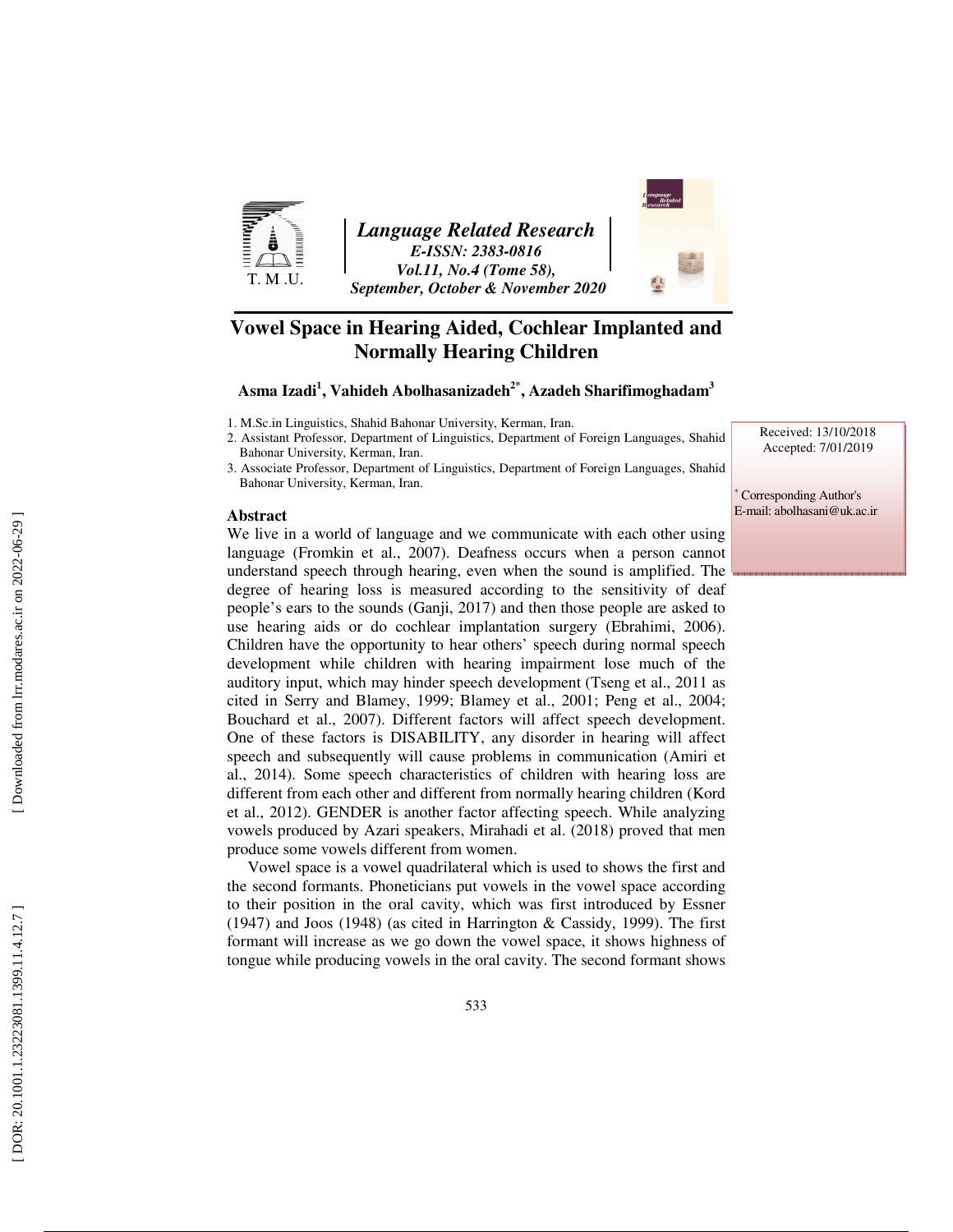# Vowel Space in Hearing Aided, Cochlear Implanted and Normally Hearing Children

**Asma Izadi[1], Vahideh Abolhasanizadeh[2*], Azadeh Sharifimoghadam[3]**

1. M.Sc.in Linguistics, Shahid Bahonar University, Kerman, Iran.
2. Assistant Professor, Department of Linguistics, Department of Foreign Languages, Shahid Bahonar University, Kerman, Iran.
3. Associate Professor, Department of Linguistics, Department of Foreign Languages, Shahid Bahonar University, Kerman, Iran.

Received: 13/10/2018
Accepted: 7/01/2019

[*] Corresponding Author's
E-mail: abolhasani@uk.ac.ir

## Abstract

We live in a world of language and we communicate with each other using language (Fromkin et al., 2007). Deafness occurs when a person cannot understand speech through hearing, even when the sound is amplified. The degree of hearing loss is measured according to the sensitivity of deaf people's ears to the sounds (Ganji, 2017) and then those people are asked to use hearing aids or do cochlear implantation surgery (Ebrahimi, 2006). Children have the opportunity to hear others' speech during normal speech development while children with hearing impairment lose much of the auditory input, which may hinder speech development (Tseng et al., 2011 as cited in Serry and Blamey, 1999; Blamey et al., 2001; Peng et al., 2004; Bouchard et al., 2007). Different factors will affect speech development. One of these factors is DISABILITY, any disorder in hearing will affect speech and subsequently will cause problems in communication (Amiri et al., 2014). Some speech characteristics of children with hearing loss are different from each other and different from normally hearing children (Kord et al., 2012). GENDER is another factor affecting speech. While analyzing vowels produced by Azari speakers, Mirahadi et al. (2018) proved that men produce some vowels different from women.

Vowel space is a vowel quadrilateral which is used to shows the first and the second formants. Phoneticians put vowels in the vowel space according to their position in the oral cavity, which was first introduced by Essner (1947) and Joos (1948) (as cited in Harrington & Cassidy, 1999). The first formant will increase as we go down the vowel space, it shows highness of tongue while producing vowels in the oral cavity. The second formant shows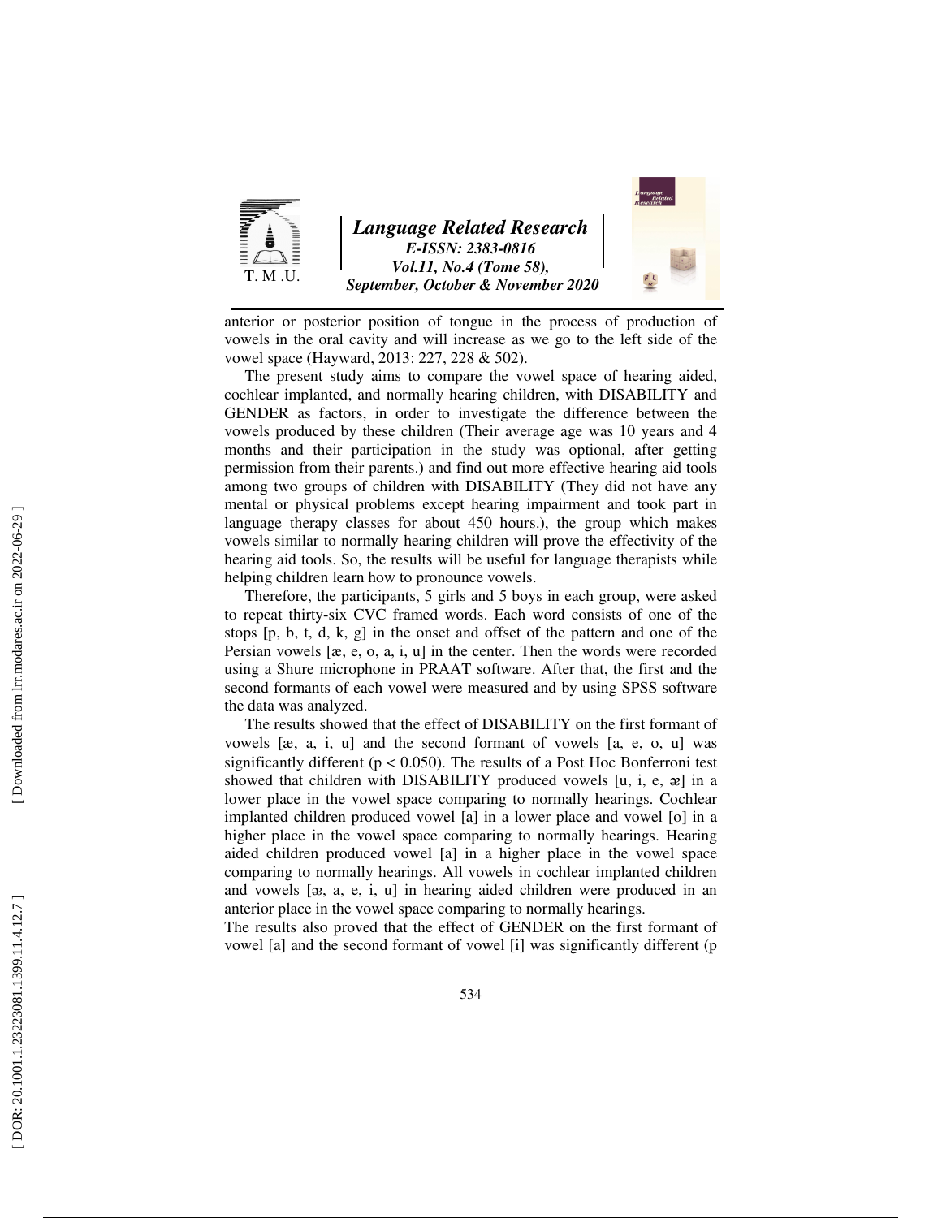anterior or posterior position of tongue in the process of production of vowels in the oral cavity and will increase as we go to the left side of the vowel space (Hayward, 2013: 227, 228 & 502).

The present study aims to compare the vowel space of hearing aided, cochlear implanted, and normally hearing children, with DISABILITY and GENDER as factors, in order to investigate the difference between the vowels produced by these children (Their average age was 10 years and 4 months and their participation in the study was optional, after getting permission from their parents.) and find out more effective hearing aid tools among two groups of children with DISABILITY (They did not have any mental or physical problems except hearing impairment and took part in language therapy classes for about 450 hours.), the group which makes vowels similar to normally hearing children will prove the effectivity of the hearing aid tools. So, the results will be useful for language therapists while helping children learn how to pronounce vowels.

Therefore, the participants, 5 girls and 5 boys in each group, were asked to repeat thirty-six CVC framed words. Each word consists of one of the stops [p, b, t, d, k, g] in the onset and offset of the pattern and one of the Persian vowels [æ, e, o, a, i, u] in the center. Then the words were recorded using a Shure microphone in PRAAT software. After that, the first and the second formants of each vowel were measured and by using SPSS software the data was analyzed.

The results showed that the effect of DISABILITY on the first formant of vowels [æ, a, i, u] and the second formant of vowels [a, e, o, u] was significantly different ($p < 0.050$). The results of a Post Hoc Bonferroni test showed that children with DISABILITY produced vowels [u, i, e, æ] in a lower place in the vowel space comparing to normally hearings. Cochlear implanted children produced vowel [a] in a lower place and vowel [o] in a higher place in the vowel space comparing to normally hearings. Hearing aided children produced vowel [a] in a higher place in the vowel space comparing to normally hearings. All vowels in cochlear implanted children and vowels [æ, a, e, i, u] in hearing aided children were produced in an anterior place in the vowel space comparing to normally hearings.

The results also proved that the effect of GENDER on the first formant of vowel [a] and the second formant of vowel [i] was significantly different (p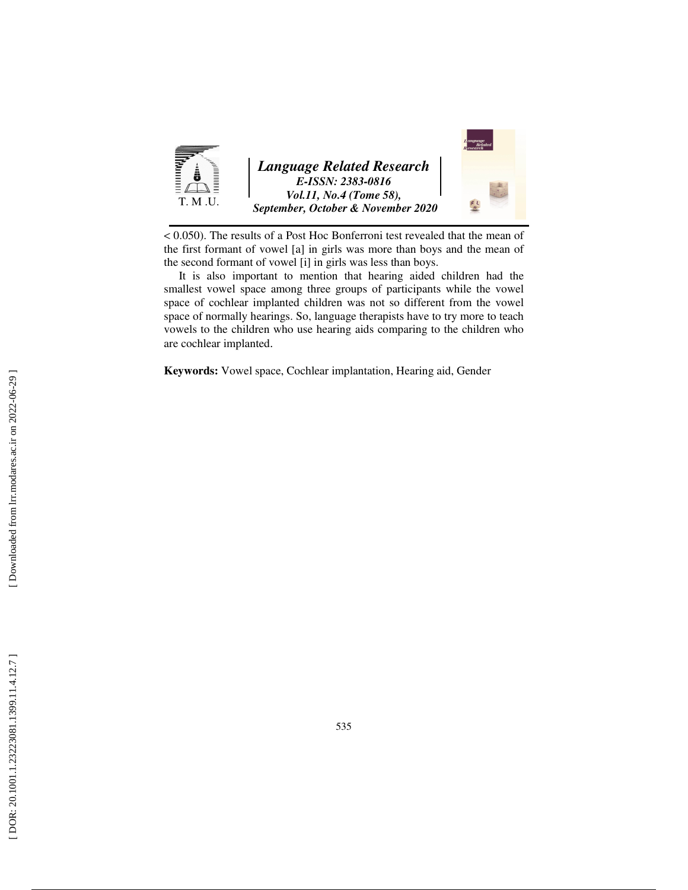< 0.050). The results of a Post Hoc Bonferroni test revealed that the mean of the first formant of vowel [a] in girls was more than boys and the mean of the second formant of vowel [i] in girls was less than boys.

It is also important to mention that hearing aided children had the smallest vowel space among three groups of participants while the vowel space of cochlear implanted children was not so different from the vowel space of normally hearings. So, language therapists have to try more to teach vowels to the children who use hearing aids comparing to the children who are cochlear implanted.

**Keywords:** Vowel space, Cochlear implantation, Hearing aid, Gender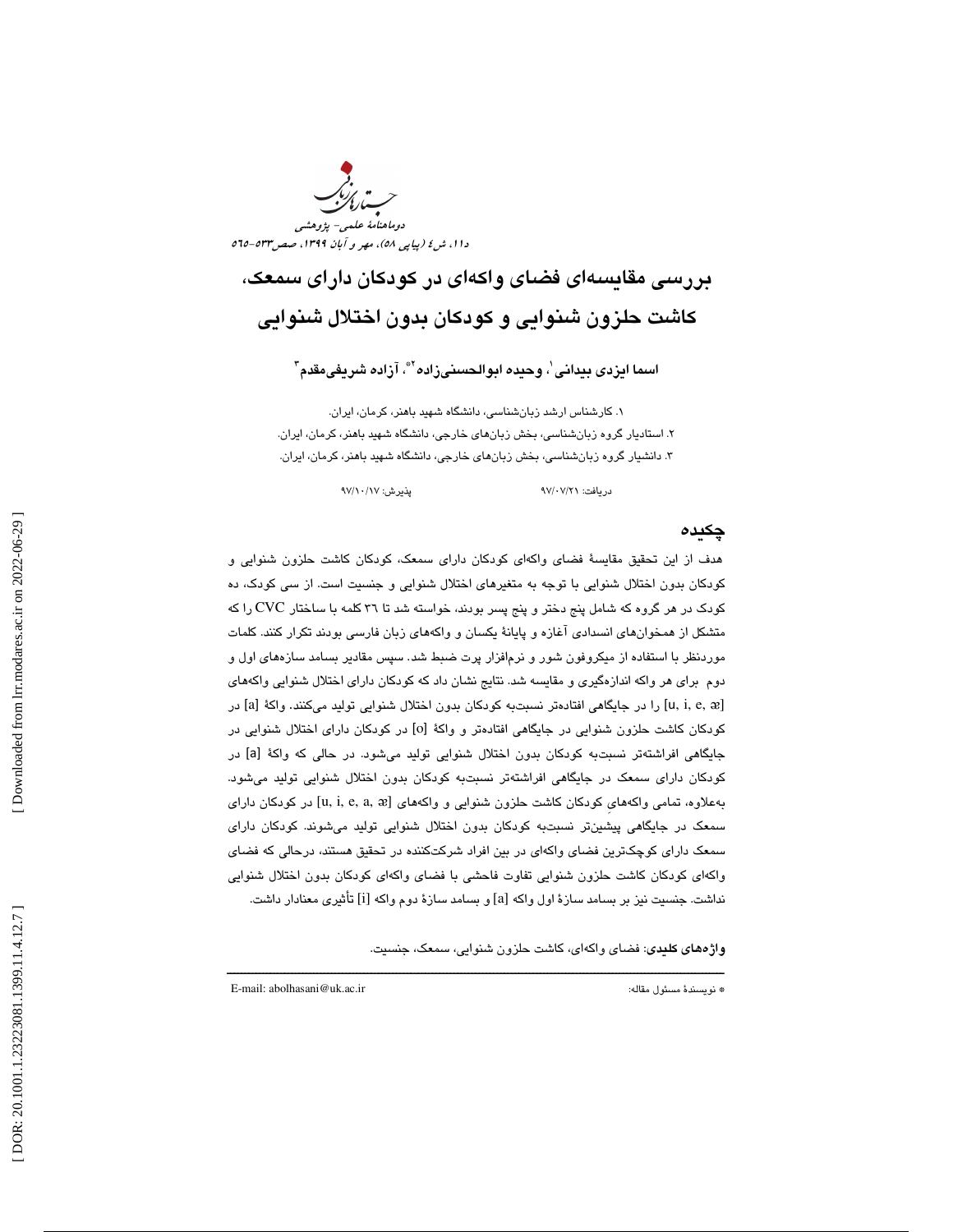# بررسی مقایسه‌ای فضای واکه‌ای در کودکان دارای سمعک، کاشت حلزون شنوایی و کودکان بدون اختلال شنوایی

**اسما ایزدی بیدانی[1]، وحیده ابوالحسنی‌زاده[2]*، آزاده شریفی‌مقدم[3]**

۱. کارشناس ارشد زبان‌شناسی، دانشگاه شهید باهنر، کرمان، ایران.
۲. استادیار گروه زبان‌شناسی، بخش زبان‌های خارجی، دانشگاه شهید باهنر، کرمان، ایران.
۳. دانشیار گروه زبان‌شناسی، بخش زبان‌های خارجی، دانشگاه شهید باهنر، کرمان، ایران.

دریافت: ۹۷/۰۷/۲۱ پذیرش: ۹۷/۱۰/۱۷

## چکیده

هدف از این تحقیق مقایسهٔ فضای واکه‌ای کودکان دارای سمعک، کودکان کاشت حلزون شنوایی و کودکان بدون اختلال شنوایی با توجه به متغیرهای اختلال شنوایی و جنسیت است. از سی کودک، ده کودک در هر گروه که شامل پنج دختر و پنج پسر بودند، خواسته شد تا ۳۶ کلمه با ساختار CVC را که متشکل از همخوان‌های انسدادی آغازه و پایانهٔ یکسان و واکه‌های زبان فارسی بودند تکرار کنند. کلمات موردنظر با استفاده از میکروفون شور و نرم‌افزار پرت ضبط شد. سپس مقادیر بسامد سازه‌های اول و دوم برای هر واکه اندازه‌گیری و مقایسه شد. نتایج نشان داد که کودکان دارای اختلال شنوایی واکه‌های [u, i, e, æ] را در جایگاهی افتاده‌تر نسبت‌به کودکان بدون اختلال شنوایی تولید می‌کنند. واکهٔ [a] در کودکان کاشت حلزون شنوایی در جایگاهی افتاده‌تر و واکهٔ [o] در کودکان دارای اختلال شنوایی در جایگاهی افراشته‌تر نسبت‌به کودکان بدون اختلال شنوایی تولید می‌شود. در حالی که واکهٔ [a] در کودکان دارای سمعک در جایگاهی افراشته‌تر نسبت‌به کودکان بدون اختلال شنوایی تولید می‌شود. به‌علاوه، تمامی واکه‌های کودکان کاشت حلزون شنوایی و واکه‌های [u, i, e, a, æ] در کودکان دارای سمعک در جایگاهی پیشین‌تر نسبت‌به کودکان بدون اختلال شنوایی تولید می‌شوند. کودکان دارای سمعک دارای کوچک‌ترین فضای واکه‌ای در بین افراد شرکت‌کننده در تحقیق هستند، درحالی که فضای واکه‌ای کودکان کاشت حلزون شنوایی تفاوت فاحشی با فضای واکه‌ای کودکان بدون اختلال شنوایی نداشت. جنسیت نیز بر بسامد سازهٔ اول واکه [a] و بسامد سازهٔ دوم واکه [i] تأثیری معنادار داشت.

**واژه‌های کلیدی**: فضای واکه‌ای، کاشت حلزون شنوایی، سمعک، جنسیت.

---

* نویسندهٔ مسئول مقاله: E-mail: abolhasani@uk.ac.ir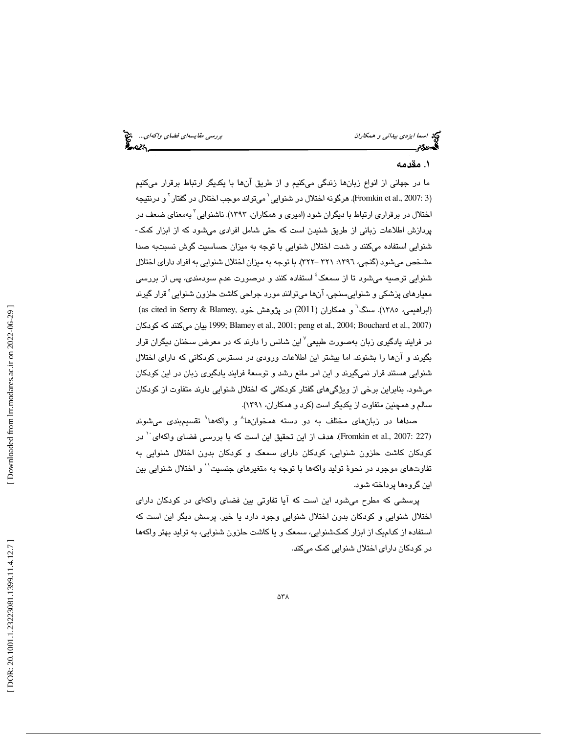## ۱. مقدمه

ما در جهانی از انواع زبان‌ها زندگی می‌کنیم و از طریق آن‌ها با یکدیگر ارتباط برقرار می‌کنیم (Fromkin et al., 2007: 3). هرگونه اختلال در شنوایی[۱] می‌تواند موجب اختلال در گفتار[۲] و درنتیجه اختلال در برقراری ارتباط با دیگران شود (امیری و همکاران، ۱۳۹۳). ناشنوایی[۳] به‌معنای ضعف در پردازش اطلاعات زبانی از طریق شنیدن است که حتی شامل افرادی می‌شود که از ابزار کمک-شنوایی استفاده می‌کنند و شدت اختلال شنوایی با توجه به میزان حساسیت گوش نسبت‌به صدا مشخص می‌شود (گنجی، ۱۳۹۶: ۳۲۱ -۳۲۲). با توجه به میزان اختلال شنوایی به افراد دارای اختلال شنوایی توصیه می‌شود تا از سمعک[۴] استفاده کنند و درصورت عدم سودمندی، پس از بررسی معیارهای پزشکی و شنوایی‌سنجی، آن‌ها می‌توانند مورد جراحی کاشت حلزون شنوایی[۵] قرار گیرند (ابراهیمی، ۱۳۸۵). سنگ[۶] و همکاران (2011) در پژوهش خود (as cited in Serry & Blamey, 1999; Blamey et al., 2001; peng et al., 2004; Bouchard et al., 2007) بیان می‌کنند که کودکان در فرایند یادگیری زبان به‌صورت طبیعی[۷] این شانس را دارند که در معرض سخنان دیگران قرار بگیرند و آن‌ها را بشنوند. اما بیشتر این اطلاعات ورودی در دسترس کودکانی که دارای اختلال شنوایی هستند قرار نمی‌گیرند و این امر مانع رشد و توسعهٔ فرایند یادگیری زبان در این کودکان می‌شود. بنابراین برخی از ویژگی‌های گفتار کودکانی که اختلال شنوایی دارند متفاوت از کودکان سالم و همچنین متفاوت از یکدیگر است (کرد و همکاران، ۱۳۹۱).

صداها در زبان‌های مختلف به دو دسته همخوان‌ها[۸] و واکه‌ها[۹] تقسیم‌بندی می‌شوند (Fromkin et al., 2007: 227). هدف از این تحقیق این است که با بررسی فضای واکه‌ای[۱۰] در کودکان کاشت حلزون شنوایی، کودکان دارای سمعک و کودکان بدون اختلال شنوایی به تفاوت‌های موجود در نحوهٔ تولید واکه‌ها با توجه به متغیرهای جنسیت[۱۱] و اختلال شنوایی بین این گروه‌ها پرداخته شود.

پرسشی که مطرح می‌شود این است که آیا تفاوتی بین فضای واکه‌ای در کودکان دارای اختلال شنوایی و کودکان بدون اختلال شنوایی وجود دارد یا خیر. پرسش دیگر این است که استفاده از کدام‌یک از ابزار کمک‌شنوایی، سمعک و یا کاشت حلزون شنوایی، به تولید بهتر واکه‌ها در کودکان دارای اختلال شنوایی کمک می‌کند.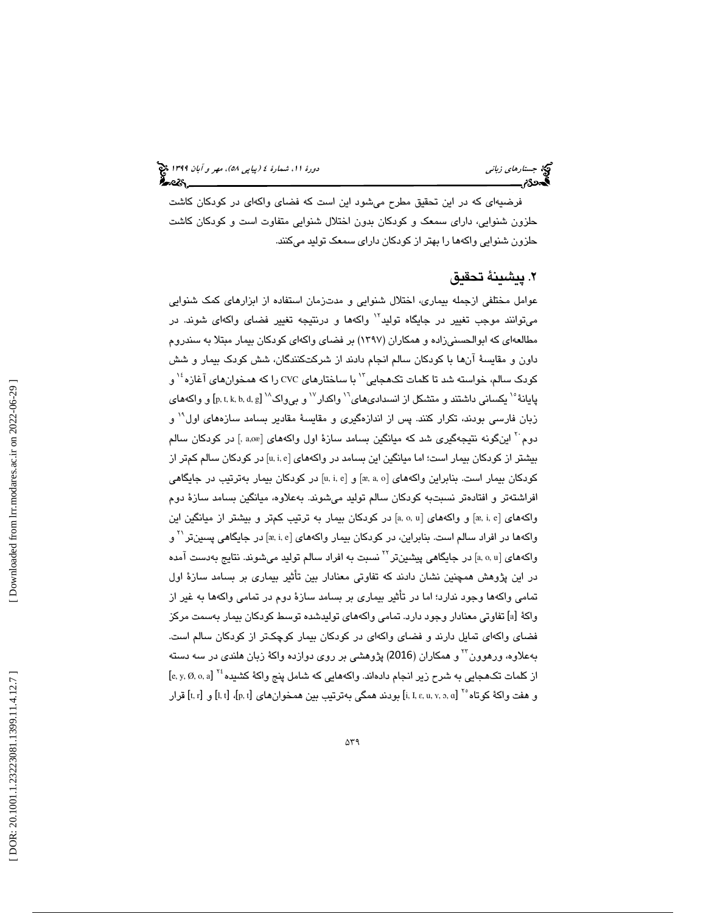فرضیه‌ای که در این تحقیق مطرح می‌شود این است که فضای واکه‌ای در کودکان کاشت حلزون شنوایی، دارای سمعک و کودکان بدون اختلال شنوایی متفاوت است و کودکان کاشت حلزون شنوایی واکه‌ها را بهتر از کودکان دارای سمعک تولید می‌کنند.

## ۲. پیشینهٔ تحقیق

عوامل مختلفی ازجمله بیماری، اختلال شنوایی و مدت‌زمان استفاده از ابزارهای کمک شنوایی می‌توانند موجب تغییر در جایگاه تولید[۱۲] واکه‌ها و درنتیجه تغییر فضای واکه‌ای شوند. در مطالعه‌ای که ابوالحسنی‌زاده و همکاران (۱۳۹۷) بر فضای واکه‌ای کودکان بیمار مبتلا به سندروم داون و مقایسهٔ آن‌ها با کودکان سالم انجام دادند از شرکت‌کنندگان، شش کودک بیمار و شش کودک سالم، خواسته شد تا کلمات تک‌هجایی[۱۳] با ساختارهای CVC را که همخوان‌های آغازه[۱۴] و پایانهٔ[۱۵] یکسانی داشتند و متشکل از انسدادی‌های[۱۶] واکدار[۱۷] و بی‌واک[۱۸] [p, t, k, b, d, g] و واکه‌های زبان فارسی بودند، تکرار کنند. پس از اندازه‌گیری و مقایسهٔ مقادیر بسامد سازه‌های اول[۱۹] و دوم[۲۰] این‌گونه نتیجه‌گیری شد که میانگین بسامد سازهٔ اول واکه‌های [, a,oæ] در کودکان سالم بیشتر از کودکان بیمار است؛ اما میانگین این بسامد در واکه‌های [u, i, e] در کودکان سالم کم‌تر از کودکان بیمار است. بنابراین واکه‌های [æ, a, o] و [u, i, e] در کودکان بیمار به‌ترتیب در جایگاهی افراشته‌تر و افتاده‌تر نسبت‌به کودکان سالم تولید می‌شوند. به‌علاوه، میانگین بسامد سازهٔ دوم واکه‌های [æ, i, e] و واکه‌های [a, o, u] در کودکان بیمار به ترتیب کم‌تر و بیشتر از میانگین این واکه‌ها در افراد سالم است. بنابراین، در کودکان بیمار واکه‌های [æ, i, e] در جایگاهی پسین‌تر[۲۱] و واکه‌های [a, o, u] در جایگاهی پیشین‌تر[۲۲] نسبت به افراد سالم تولید می‌شوند. نتایج به‌دست آمده در این پژوهش همچنین نشان دادند که تفاوتی معنادار بین تأثیر بیماری بر بسامد سازهٔ اول تمامی واکه‌ها وجود ندارد؛ اما در تأثیر بیماری بر بسامد سازهٔ دوم در تمامی واکه‌ها به غیر از واکهٔ [a] تفاوتی معنادار وجود دارد. تمامی واکه‌های تولیدشده توسط کودکان بیمار به‌سمت مرکز فضای واکه‌ای تمایل دارند و فضای واکه‌ای در کودکان بیمار کوچک‌تر از کودکان سالم است. به‌علاوه، ورهوون[۲۳] و همکاران (2016) پژوهشی بر روی دوازده واکهٔ زبان هلندی در سه دسته از کلمات تک‌هجایی به شرح زیر انجام داده‌اند. واکه‌هایی که شامل پنج واکهٔ کشیده[۲۴] [e, y, Ø, o, a] و هفت واکهٔ کوتاه[۲۵] [i, I, ε, u, ʏ, ɔ, ɑ] بودند همگی به‌ترتیب بین همخوان‌های [p, t]، [l, t] و [t, r] قرار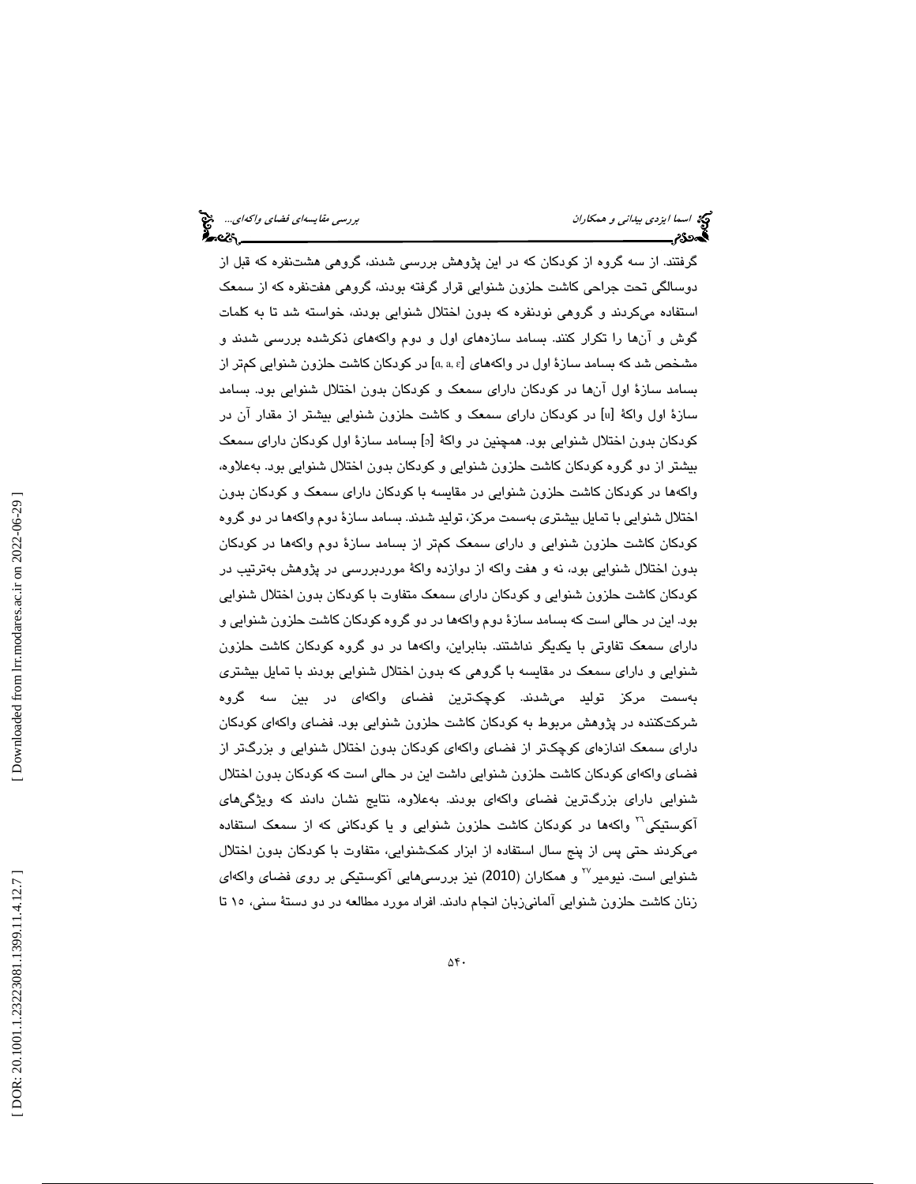گرفتند. از سه گروه از کودکان که در این پژوهش بررسی شدند، گروهی هشت‌نفره که قبل از دوسالگی تحت جراحی کاشت حلزون شنوایی قرار گرفته بودند، گروهی هفت‌نفره که از سمعک استفاده می‌کردند و گروهی نودنفره که بدون اختلال شنوایی بودند، خواسته شد تا به کلمات گوش و آن‌ها را تکرار کنند. بسامد سازه‌های اول و دوم واکه‌های ذکرشده بررسی شدند و مشخص شد که بسامد سازهٔ اول در واکه‌های [ɑ, a, ɛ] در کودکان کاشت حلزون شنوایی کم‌تر از بسامد سازهٔ اول آن‌ها در کودکان دارای سمعک و کودکان بدون اختلال شنوایی بود. بسامد سازهٔ اول واکهٔ [u] در کودکان دارای سمعک و کاشت حلزون شنوایی بیشتر از مقدار آن در کودکان بدون اختلال شنوایی بود. همچنین در واکهٔ [ɔ] بسامد سازهٔ اول کودکان دارای سمعک بیشتر از دو گروه کودکان کاشت حلزون شنوایی و کودکان بدون اختلال شنوایی بود. به‌علاوه، واکه‌ها در کودکان کاشت حلزون شنوایی در مقایسه با کودکان دارای سمعک و کودکان بدون اختلال شنوایی با تمایل بیشتری به‌سمت مرکز، تولید شدند. بسامد سازهٔ دوم واکه‌ها در دو گروه کودکان کاشت حلزون شنوایی و دارای سمعک کم‌تر از بسامد سازهٔ دوم واکه‌ها در کودکان بدون اختلال شنوایی بود، نه و هفت واکه از دوازده واکهٔ موردبررسی در پژوهش به‌ترتیب در کودکان کاشت حلزون شنوایی و کودکان دارای سمعک متفاوت با کودکان بدون اختلال شنوایی بود. این در حالی است که بسامد سازهٔ دوم واکه‌ها در دو گروه کودکان کاشت حلزون شنوایی و دارای سمعک تفاوتی با یکدیگر نداشتند. بنابراین، واکه‌ها در دو گروه کودکان کاشت حلزون شنوایی و دارای سمعک در مقایسه با گروهی که بدون اختلال شنوایی بودند با تمایل بیشتری به‌سمت مرکز تولید می‌شدند. کوچک‌ترین فضای واکه‌ای در بین سه گروه شرکت‌کننده در پژوهش مربوط به کودکان کاشت حلزون شنوایی بود. فضای واکه‌ای کودکان دارای سمعک اندازه‌ای کوچک‌تر از فضای واکه‌ای کودکان بدون اختلال شنوایی و بزرگ‌تر از فضای واکه‌ای کودکان کاشت حلزون شنوایی داشت این در حالی است که کودکان بدون اختلال شنوایی دارای بزرگ‌ترین فضای واکه‌ای بودند. به‌علاوه، نتایج نشان دادند که ویژگی‌های آکوستیکی[26] واکه‌ها در کودکان کاشت حلزون شنوایی و یا کودکانی که از سمعک استفاده می‌کردند حتی پس از پنج سال استفاده از ابزار کمک‌شنوایی، متفاوت با کودکان بدون اختلال شنوایی است. نیومیر[27] و همکاران (2010) نیز بررسی‌هایی آکوستیکی بر روی فضای واکه‌ای زنان کاشت حلزون شنوایی آلمانی‌زبان انجام دادند. افراد مورد مطالعه در دو دستهٔ سنی، ۱۵ تا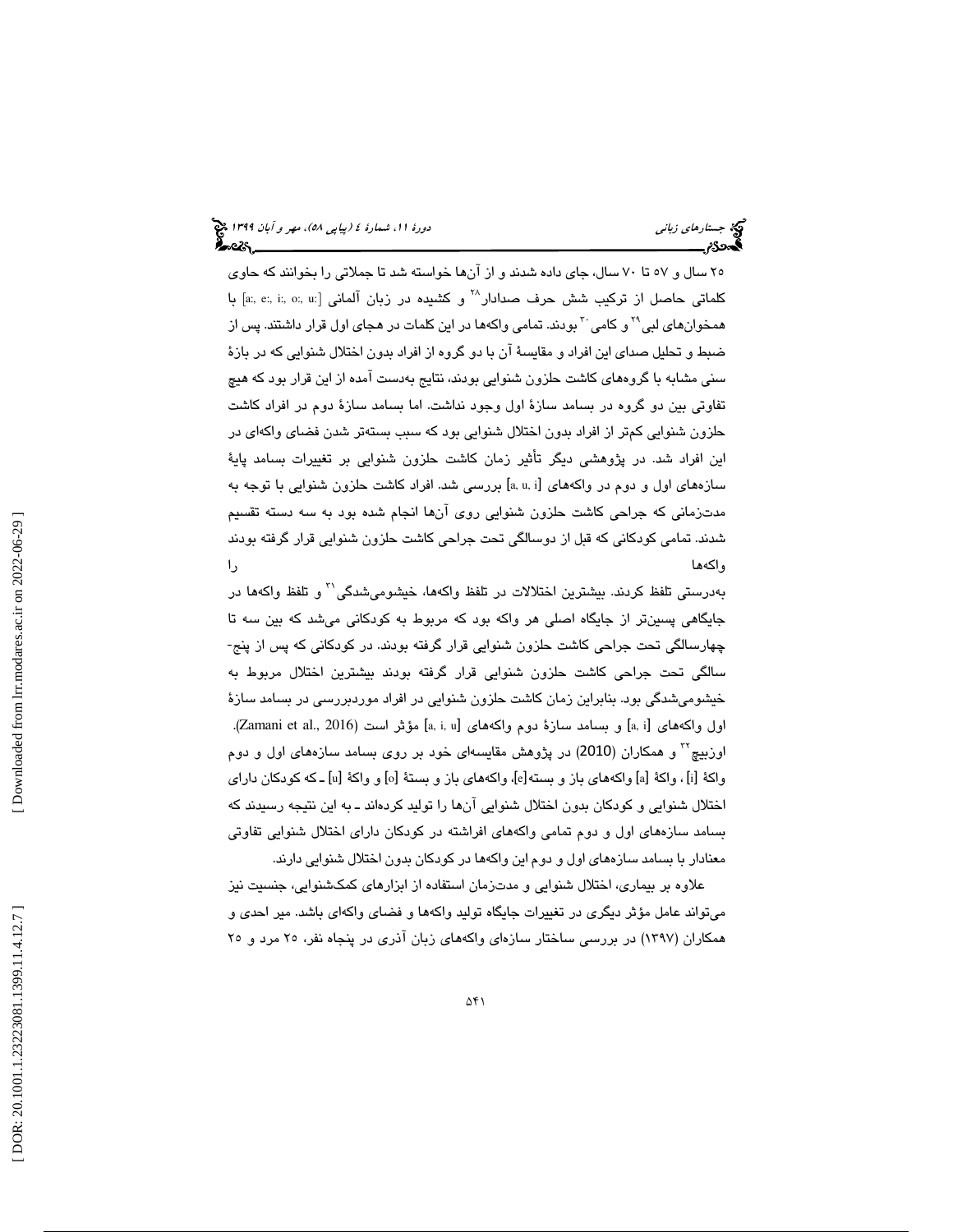۲۵ سال و ۵۷ تا ۷۰ سال، جای داده شدند و از آن‌ها خواسته شد تا جملاتی را بخوانند که حاوی کلماتی حاصل از ترکیب شش حرف صدادار[۲۸] و کشیده در زبان آلمانی [a:, e:, i:, o:, u:] با همخوان‌های لبی[۲۹] و کامی[۳۰] بودند. تمامی واکه‌ها در این کلمات در هجای اول قرار داشتند. پس از ضبط و تحلیل صدای این افراد و مقایسهٔ آن با دو گروه از افراد بدون اختلال شنوایی که در بازهٔ سنی مشابه با گروه‌های کاشت حلزون شنوایی بودند، نتایج به‌دست آمده از این قرار بود که هیچ تفاوتی بین دو گروه در بسامد سازهٔ اول وجود نداشت. اما بسامد سازهٔ دوم در افراد کاشت حلزون شنوایی کم‌تر از افراد بدون اختلال شنوایی بود که سبب بسته‌تر شدن فضای واکه‌ای در این افراد شد. در پژوهشی دیگر تأثیر زمان کاشت حلزون شنوایی بر تغییرات بسامد پایهٔ سازه‌های اول و دوم در واکه‌های [a, u, i] بررسی شد. افراد کاشت حلزون شنوایی با توجه به مدت‌زمانی که جراحی کاشت حلزون شنوایی روی آن‌ها انجام شده بود به سه دسته تقسیم شدند. تمامی کودکانی که قبل از دوسالگی تحت جراحی کاشت حلزون شنوایی قرار گرفته بودند واکه‌ها را به‌درستی تلفظ کردند. بیشترین اختلالات در تلفظ واکه‌ها، خیشومی‌شدگی[۳۱] و تلفظ واکه‌ها در جایگاهی پسین‌تر از جایگاه اصلی هر واکه بود که مربوط به کودکانی می‌شد که بین سه تا چهارسالگی تحت جراحی کاشت حلزون شنوایی قرار گرفته بودند. در کودکانی که پس از پنج‌-سالگی تحت جراحی کاشت حلزون شنوایی قرار گرفته بودند بیشترین اختلال مربوط به خیشومی‌شدگی بود. بنابراین زمان کاشت حلزون شنوایی در افراد موردبررسی در بسامد سازهٔ اول واکه‌های [a, i] و بسامد سازهٔ دوم واکه‌های [a, i, u] مؤثر است (Zamani et al., 2016).

اوزبیچ[۳۲] و همکاران (2010) در پژوهش مقایسه‌ای خود بر روی بسامد سازه‌های اول و دوم واکهٔ [i]، واکهٔ [a] واکه‌های باز و بسته[e]، واکه‌های باز و بستهٔ [o] و واکهٔ [u] ـ که کودکان دارای اختلال شنوایی و کودکان بدون اختلال شنوایی آن‌ها را تولید کرده‌اند ـ به این نتیجه رسیدند که بسامد سازه‌های اول و دوم تمامی واکه‌های افراشته در کودکان دارای اختلال شنوایی تفاوتی معنادار با بسامد سازه‌های اول و دوم این واکه‌ها در کودکان بدون اختلال شنوایی دارند.

علاوه بر بیماری، اختلال شنوایی و مدت‌زمان استفاده از ابزارهای کمک‌شنوایی، جنسیت نیز می‌تواند عامل مؤثر دیگری در تغییرات جایگاه تولید واکه‌ها و فضای واکه‌ای باشد. میر احدی و همکاران (۱۳۹۷) در بررسی ساختار سازه‌ای واکه‌های زبان آذری در پنجاه نفر، ۲۵ مرد و ۲۵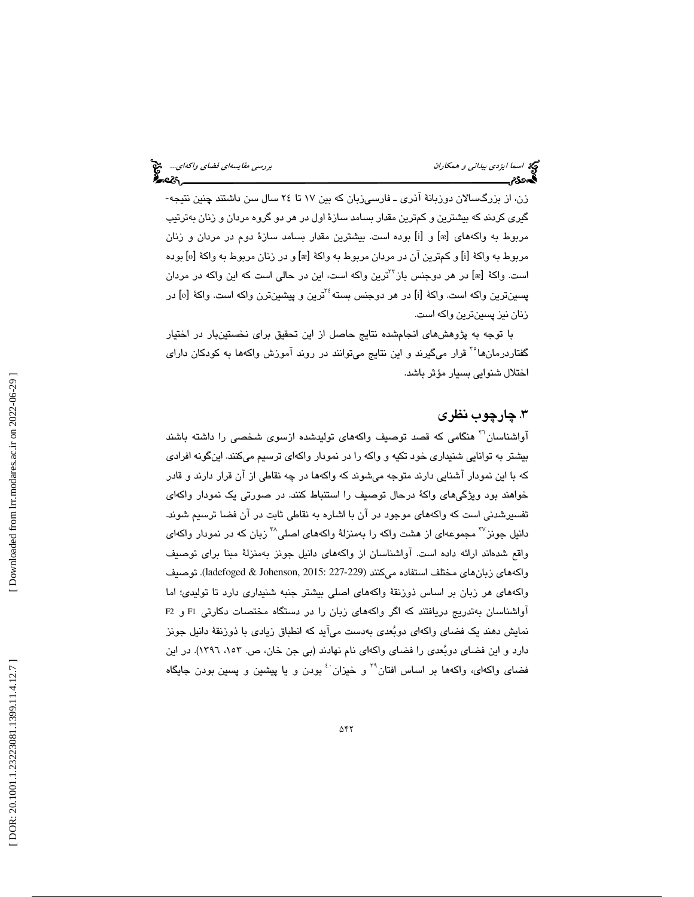زن، از بزرگسالان دوزبانۀ آذری ـ فارسی‌زبان که بین ۱۷ تا ۲٤ سال سن داشتند چنین نتیجه‌گیری کردند که بیشترین و کم‌ترین مقدار بسامد سازۀ اول در هر دو گروه مردان و زنان به‌ترتیب مربوط به واکه‌های [æ] و [i] بوده است. بیشترین مقدار بسامد سازۀ دوم در مردان و زنان مربوط به واکۀ [i] و کم‌ترین آن در مردان مربوط به واکۀ [æ] و در زنان مربوط به واکۀ [o] بوده است. واکۀ [æ] در هر دوجنس باز[۳۳]ترین واکه است، این در حالی است که این واکه در مردان پسین‌ترین واکه است. واکۀ [i] در هر دوجنس بسته[۳٤]ترین و پیشین‌ترن واکه است. واکۀ [o] در زنان نیز پسین‌ترین واکه است.

با توجه به پژوهش‌های انجام‌شده نتایج حاصل از این تحقیق برای نخستین‌بار در اختیار گفتاردرمان‌ها[۳۵] قرار می‌گیرند و این نتایج می‌توانند در روند آموزش واکه‌ها به کودکان دارای اختلال شنوایی بسیار مؤثر باشد.

## ۳. چارچوب نظری

آواشناسان[۳٦] هنگامی که قصد توصیف واکه‌های تولیدشده ازسوی شخصی را داشته باشند بیشتر به توانایی شنیداری خود تکیه و واکه را در نمودار واکه‌ای ترسیم می‌کنند. این‌گونه افرادی که با این نمودار آشنایی دارند متوجه می‌شوند که واکه‌ها در چه نقاطی از آن قرار دارند و قادر خواهند بود ویژگی‌های واکۀ درحال توصیف را استنباط کنند. در صورتی یک نمودار واکه‌ای تفسیرشدنی است که واکه‌های موجود در آن با اشاره به نقاطی ثابت در آن فضا ترسیم شوند. دانیل جونز[۳۷] مجموعه‌ای از هشت واکه را به‌منزلۀ واکه‌های اصلی[۳۸] زبان که در نمودار واکه‌ای واقع شده‌اند ارائه داده است. آواشناسان از واکه‌های دانیل جونز به‌منزلۀ مبنا برای توصیف واکه‌های زبان‌های مختلف استفاده می‌کنند (ladefoged & Johenson, 2015: 227-229). توصیف واکه‌های هر زبان بر اساس ذوزنقۀ واکه‌های اصلی بیشتر جنبه شنیداری دارد تا تولیدی؛ اما آواشناسان به‌تدریج دریافتند که اگر واکه‌های زبان را در دستگاه مختصات دکارتی F1 و F2 نمایش دهند یک فضای واکه‌ای دوبُعدی به‌دست می‌آید که انطباق زیادی با ذوزنقۀ دانیل جونز دارد و این فضای دوبُعدی را فضای واکه‌ای نام نهادند (بی جن خان، ص. ۱۵۳، ۱۳۹٦). در این فضای واکه‌ای، واکه‌ها بر اساس افتان[۳۹] و خیزان[٤۰] بودن و یا پیشین و پسین بودن جایگاه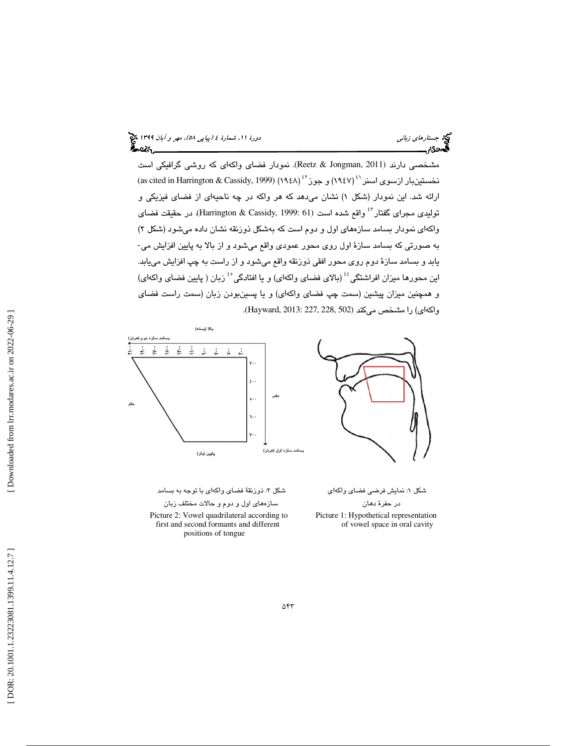مشخصی دارند (Reetz & Jongman, 2011). نمودار فضای واکه‌ای که روشی گرافیکی است نخستین‌بار ازسوی اسنر[41] (۱۹۴۷) و جوز[42] (۱۹۴۸) (as cited in Harrington & Cassidy, 1999) ارائه شد. این نمودار (شکل ۱) نشان می‌دهد که هر واکه در چه ناحیه‌ای از فضای فیزیکی و تولیدی مجرای گفتار[43] واقع شده است (Harrington & Cassidy, 1999: 61). در حقیقت فضای واکه‌ای نمودار بسامد سازه‌های اول و دوم است که به‌شکل ذوزنقه نشان داده می‌شود (شکل ۲) به صورتی که بسامد سازهٔ اول روی محور عمودی واقع می‌شود و از بالا به پایین افزایش می‌یابد و بسامد سازهٔ دوم روی محور افقی ذوزنقه واقع می‌شود و از راست به چپ افزایش می‌یابد. این محورها میزان افراشتگی[44] (بالای فضای واکه‌ای) و یا افتادگی[45] زبان ( پایین فضای واکه‌ای) و همچنین میزان پیشین (سمت چپ فضای واکه‌ای) و یا پسین‌بودن زبان (سمت راست فضای واکه‌ای) را مشخص می‌کند (Hayward, 2013: 227, 228, 502).

شکل ۱: نمایش فرضی فضای واکه‌ای در حفرهٔ دهان

Picture 1: Hypothetical representation of vowel space in oral cavity

شکل ۲: ذوزنقهٔ فضای واکه‌ای با توجه به بسامد سازه‌های اول و دوم و حالات مختلف زبان

Picture 2: Vowel quadrilateral according to first and second formants and different positions of tongue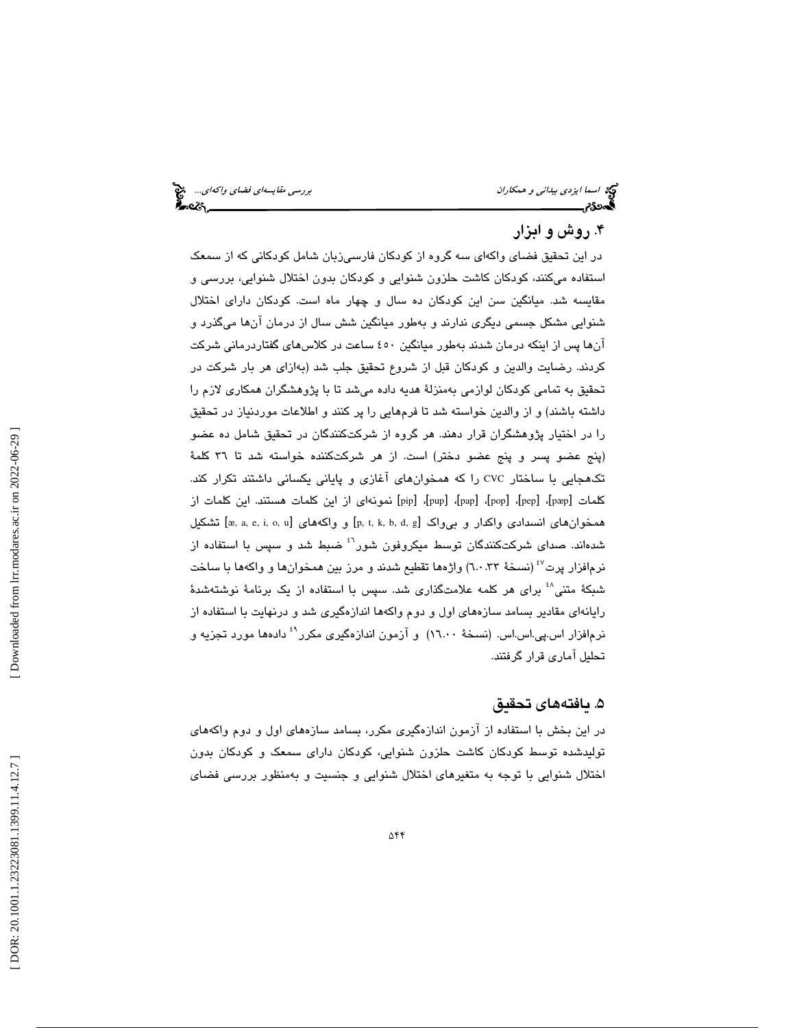## ۴. روش و ابزار

در این تحقیق فضای واکه‌ای سه گروه از کودکان فارسی‌زبان شامل کودکانی که از سمعک استفاده می‌کنند، کودکان کاشت حلزون شنوایی و کودکان بدون اختلال شنوایی، بررسی و مقایسه شد. میانگین سن این کودکان ده سال و چهار ماه است. کودکان دارای اختلال شنوایی مشکل جسمی دیگری ندارند و به‌طور میانگین شش سال از درمان آن‌ها می‌گذرد و آن‌ها پس از اینکه درمان شدند به‌طور میانگین ٤٥٠ ساعت در کلاس‌های گفتاردرمانی شرکت کردند. رضایت والدین و کودکان قبل از شروع تحقیق جلب شد (به‌ازای هر بار شرکت در تحقیق به تمامی کودکان لوازمی به‌منزلهٔ هدیه داده می‌شد تا با پژوهشگران همکاری لازم را داشته باشند) و از والدین خواسته شد تا فرم‌هایی را پر کنند و اطلاعات موردنیاز در تحقیق را در اختیار پژوهشگران قرار دهند. هر گروه از شرکت‌کنندگان در تحقیق شامل ده عضو (پنج عضو پسر و پنج عضو دختر) است. از هر شرکت‌کننده خواسته شد تا ٣٦ کلمهٔ تک‌هجایی با ساختار CVC را که همخوان‌های آغازی و پایانی یکسانی داشتند تکرار کند. کلمات [pæp]، [pep]، [pop]، [pap]، [pup]، [pip] نمونه‌ای از این کلمات هستند. این کلمات از همخوان‌های انسدادی واکدار و بی‌واک [p, t, k, b, d, g] و واکه‌های [æ, a, e, i, o, u] تشکیل شده‌اند. صدای شرکت‌کنندگان توسط میکروفون شور[46] ضبط شد و سپس با استفاده از نرم‌افزار پرت[47] (نسخهٔ ٦.٠.٣٣) واژه‌ها تقطیع شدند و مرز بین همخوان‌ها و واکه‌ها با ساخت شبکهٔ متنی[48] برای هر کلمه علامت‌گذاری شد. سپس با استفاده از یک برنامهٔ نوشته‌شدهٔ رایانه‌ای مقادیر بسامد سازه‌های اول و دوم واکه‌ها اندازه‌گیری شد و درنهایت با استفاده از نرم‌افزار اس.پی.اس.اس. (نسخهٔ ١٦.٠٠) و آزمون اندازه‌گیری مکرر[49] داده‌ها مورد تجزیه و تحلیل آماری قرار گرفتند.

## ۵. یافته‌های تحقیق

در این بخش با استفاده از آزمون اندازه‌گیری مکرر، بسامد سازه‌های اول و دوم واکه‌های تولیدشده توسط کودکان کاشت حلزون شنوایی، کودکان دارای سمعک و کودکان بدون اختلال شنوایی با توجه به متغیرهای اختلال شنوایی و جنسیت و به‌منظور بررسی فضای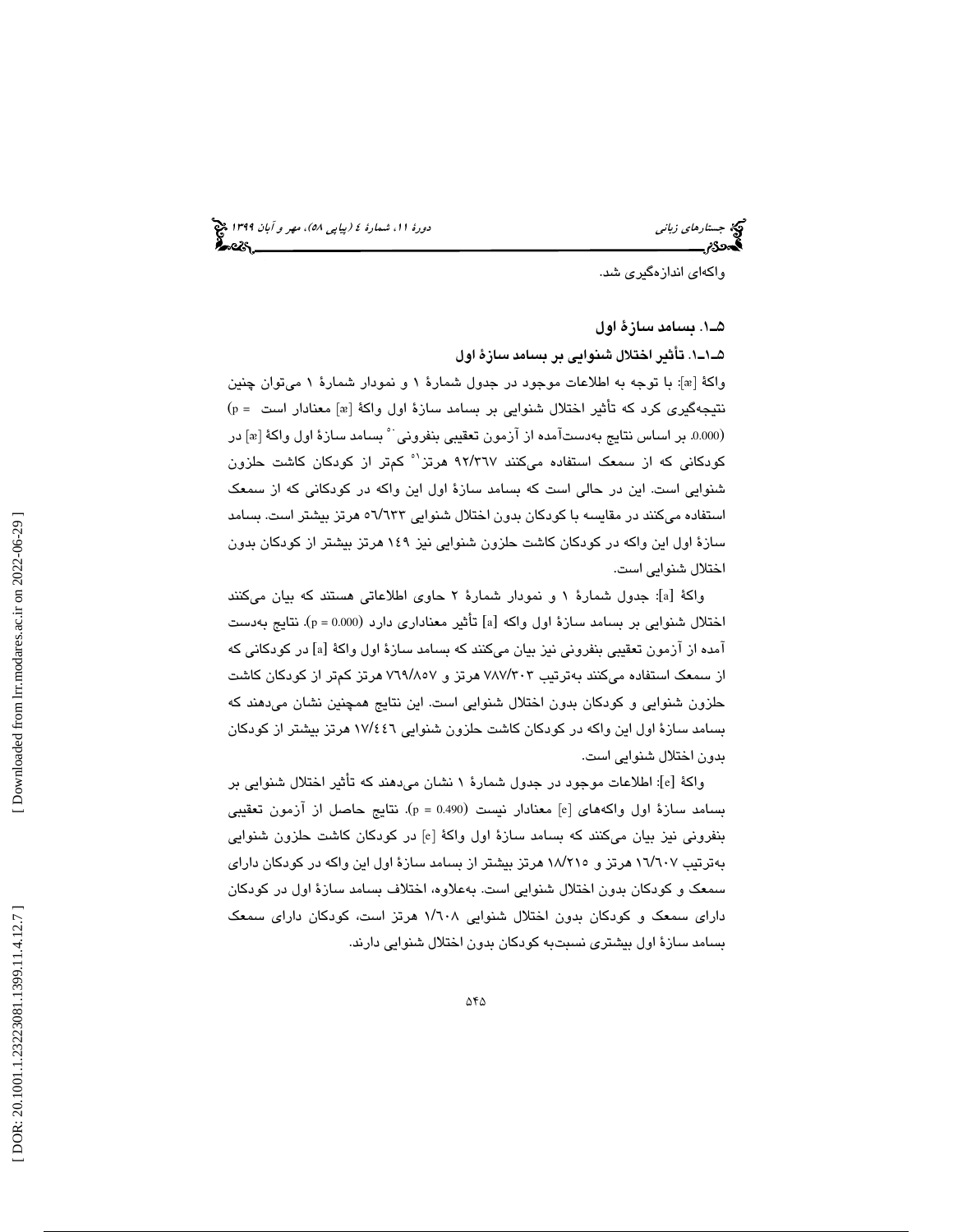واکه‌ای اندازه‌گیری شد.

## ۵ـ۱. بسامد سازهٔ اول

### ۵ـ۱ـ۱. تأثیر اختلال شنوایی بر بسامد سازهٔ اول

واکهٔ [æ]: با توجه به اطلاعات موجود در جدول شمارهٔ ۱ و نمودار شمارهٔ ۱ می‌توان چنین نتیجه‌گیری کرد که تأثیر اختلال شنوایی بر بسامد سازهٔ اول واکهٔ [æ] معنادار است (p = 0.000). بر اساس نتایج به‌دست‌آمده از آزمون تعقیبی بنفرونی[20] بسامد سازهٔ اول واکهٔ [æ] در کودکانی که از سمعک استفاده می‌کنند ۹۲/۳۶۷ هرتز[21] کم‌تر از کودکان کاشت حلزون شنوایی است. این در حالی است که بسامد سازهٔ اول این واکه در کودکانی که از سمعک استفاده می‌کنند در مقایسه با کودکان بدون اختلال شنوایی ۵۶/۶۳۳ هرتز بیشتر است. بسامد سازهٔ اول این واکه در کودکان کاشت حلزون شنوایی نیز ۱۴۹ هرتز بیشتر از کودکان بدون اختلال شنوایی است.

واکهٔ [a]: جدول شمارهٔ ۱ و نمودار شمارهٔ ۲ حاوی اطلاعاتی هستند که بیان می‌کنند اختلال شنوایی بر بسامد سازهٔ اول واکه [a] تأثیر معناداری دارد (p = 0.000). نتایج به‌دست آمده از آزمون تعقیبی بنفرونی نیز بیان می‌کنند که بسامد سازهٔ اول واکهٔ [a] در کودکانی که از سمعک استفاده می‌کنند به‌ترتیب ۷۸۷/۳۰۳ هرتز و ۷۶۹/۸۵۷ هرتز کم‌تر از کودکان کاشت حلزون شنوایی و کودکان بدون اختلال شنوایی است. این نتایج همچنین نشان می‌دهند که بسامد سازهٔ اول این واکه در کودکان کاشت حلزون شنوایی ۱۷/۴۴۶ هرتز بیشتر از کودکان بدون اختلال شنوایی است.

واکهٔ [e]: اطلاعات موجود در جدول شمارهٔ ۱ نشان می‌دهند که تأثیر اختلال شنوایی بر بسامد سازهٔ اول واکه‌های [e] معنادار نیست (p = 0.490). نتایج حاصل از آزمون تعقیبی بنفرونی نیز بیان می‌کنند که بسامد سازهٔ اول واکهٔ [e] در کودکان کاشت حلزون شنوایی به‌ترتیب ۱۶/۶۰۷ هرتز و ۱۸/۲۱۵ هرتز بیشتر از بسامد سازهٔ اول این واکه در کودکان دارای سمعک و کودکان بدون اختلال شنوایی است. به‌علاوه، اختلاف بسامد سازهٔ اول در کودکان دارای سمعک و کودکان بدون اختلال شنوایی ۱/۶۰۸ هرتز است، کودکان دارای سمعک بسامد سازهٔ اول بیشتری نسبت‌به کودکان بدون اختلال شنوایی دارند.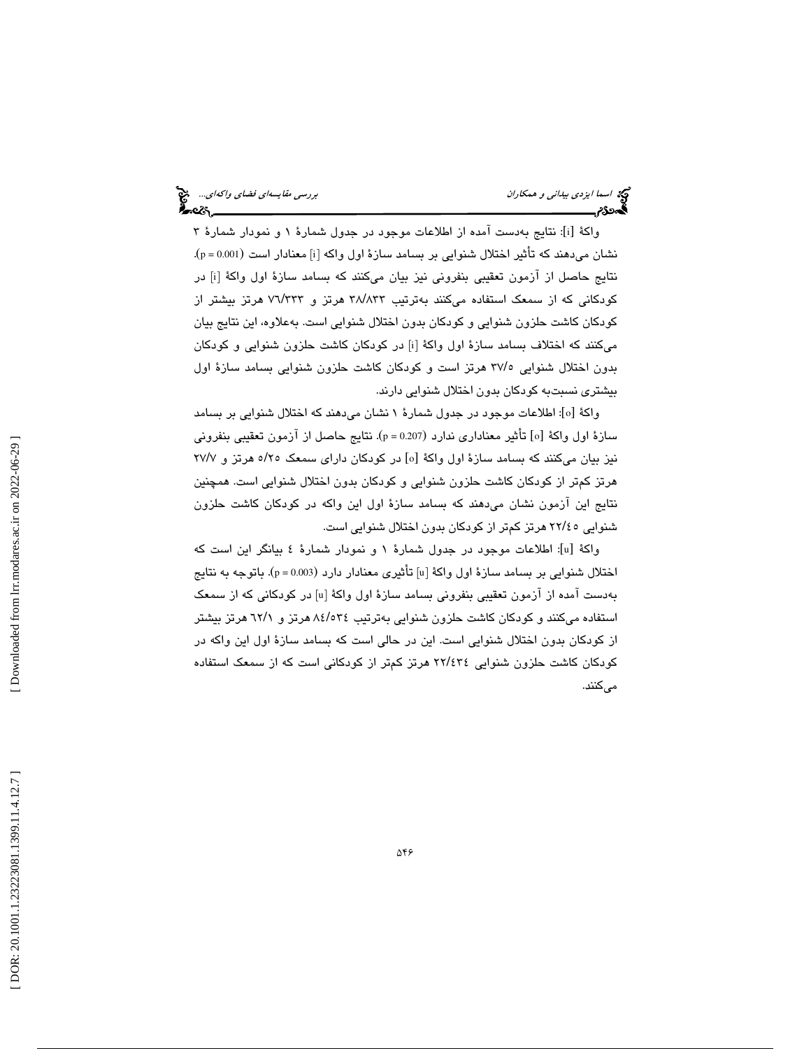واکهٔ [i]: نتایج به‌دست آمده از اطلاعات موجود در جدول شمارهٔ ۱ و نمودار شمارهٔ ۳ نشان می‌دهند که تأثیر اختلال شنوایی بر بسامد سازهٔ اول واکه [i] معنادار است ($p = 0.001$). نتایج حاصل از آزمون تعقیبی بنفرونی نیز بیان می‌کنند که بسامد سازهٔ اول واکهٔ [i] در کودکانی که از سمعک استفاده می‌کنند به‌ترتیب ۳۸/۸۳۳ هرتز و ۷۶/۳۳۳ هرتز بیشتر از کودکان کاشت حلزون شنوایی و کودکان بدون اختلال شنوایی است. به‌علاوه، این نتایج بیان می‌کنند که اختلاف بسامد سازهٔ اول واکهٔ [i] در کودکان کاشت حلزون شنوایی و کودکان بدون اختلال شنوایی ۳۷/۵ هرتز است و کودکان کاشت حلزون شنوایی بسامد سازهٔ اول بیشتری نسبت‌به کودکان بدون اختلال شنوایی دارند.

واکهٔ [o]: اطلاعات موجود در جدول شمارهٔ ۱ نشان می‌دهند که اختلال شنوایی بر بسامد سازهٔ اول واکهٔ [o] تأثیر معناداری ندارد ($p = 0.207$). نتایج حاصل از آزمون تعقیبی بنفرونی نیز بیان می‌کنند که بسامد سازهٔ اول واکهٔ [o] در کودکان دارای سمعک ۵/۲۵ هرتز و ۲۷/۷ هرتز کم‌تر از کودکان کاشت حلزون شنوایی و کودکان بدون اختلال شنوایی است. همچنین نتایج این آزمون نشان می‌دهند که بسامد سازهٔ اول این واکه در کودکان کاشت حلزون شنوایی ۲۲/٤٥ هرتز کم‌تر از کودکان بدون اختلال شنوایی است.

واکهٔ [u]: اطلاعات موجود در جدول شمارهٔ ۱ و نمودار شمارهٔ ٤ بیانگر این است که اختلال شنوایی بر بسامد سازهٔ اول واکهٔ [u] تأثیری معنادار دارد ($p = 0.003$). باتوجه به نتایج به‌دست آمده از آزمون تعقیبی بنفرونی بسامد سازهٔ اول واکهٔ [u] در کودکانی که از سمعک استفاده می‌کنند و کودکان کاشت حلزون شنوایی به‌ترتیب ٨٤/٥٣٤ هرتز و ٦٢/١ هرتز بیشتر از کودکان بدون اختلال شنوایی است. این در حالی است که بسامد سازهٔ اول این واکه در کودکان کاشت حلزون شنوایی ۲۲/٤٣٤ هرتز کم‌تر از کودکانی است که از سمعک استفاده می‌کنند.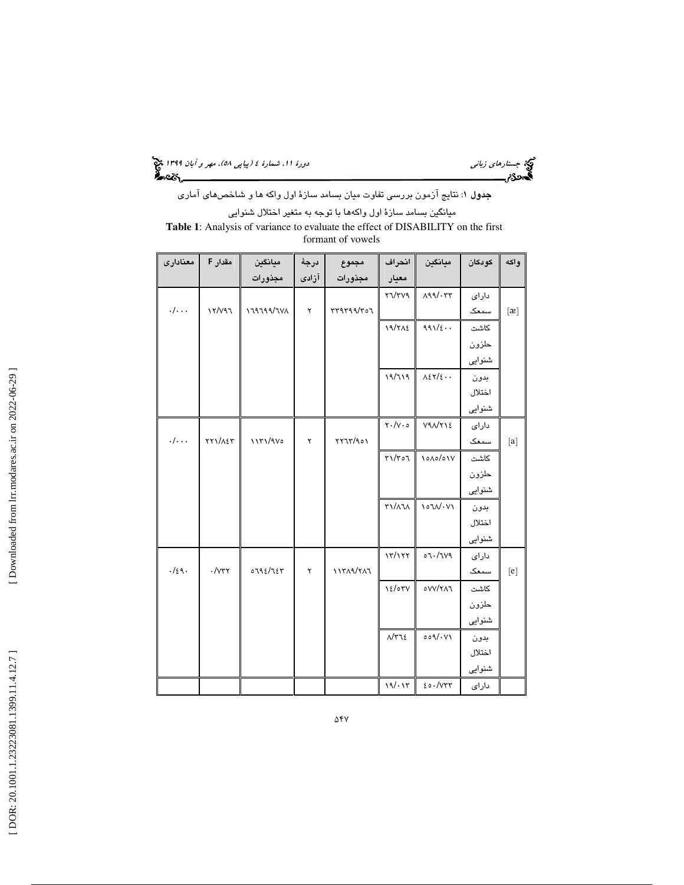**جدول ۱**: نتایج آزمون بررسی تفاوت میان بسامد سازهٔ اول واکه ها و شاخص‌های آماری میانگین بسامد سازهٔ اول واکه‌ها با توجه به متغیر اختلال شنوایی

**Table 1**: Analysis of variance to evaluate the effect of DISABILITY on the first formant of vowels

| واکه | کودکان | میانگین | انحراف معیار | مجموع مجذورات | درجهٔ آزادی | میانگین مجذورات | مقدار F | معناداری |
|---|---|---|---|---|---|---|---|---|
| [æ] | دارای سمعک | ۸۹۹/۰۳۳ | ۲۶/۳۷۹ | ۳۳۹۳۹۹/۳۵۶ | ۲ | ۱۶۹۶۹۹/۶۷۸ | ۱۲/۷۹۶ | ۰/۰۰۰ |
| | کاشت حلزون شنوایی | ۹۹۱/٤۰۰ | ۱۹/۲۸٤ | | | | | |
| | بدون اختلال شنوایی | ۸٤۲/٤۰۰ | ۱۹/۶۱۹ | | | | | |
| [a] | دارای سمعک | ۷۹۸/۲۱٤ | ۲۰/۷۰۵ | ۲۲۶۳/۹۵۱ | ۲ | ۱۱۳۱/۹۷۵ | ۲۲۱/۸٤۳ | ۰/۰۰۰ |
| | کاشت حلزون شنوایی | ۱۵۸۵/۵۱۷ | ۳۱/۳۵۶ | | | | | |
| | بدون اختلال شنوایی | ۱۵۶۸/۰۷۱ | ۳۱/۸۶۸ | | | | | |
| [e] | دارای سمعک | ۵۶۰/۶۷۹ | ۱۳/۱۲۲ | ۱۱۳۸۹/۲۸۶ | ۲ | ۵۶۹٤/۶٤۳ | ۰/۷۳۲ | ۰/٤۹۰ |
| | کاشت حلزون شنوایی | ۵۷۷/۲۸۶ | ۱٤/۵۳۷ | | | | | |
| | بدون اختلال شنوایی | ۵۵۹/۰۷۱ | ۸/۳۶٤ | | | | | |
| | دارای | ٤۵۰/۷۳۳ | ۱۹/۰۱۳ | | | | | |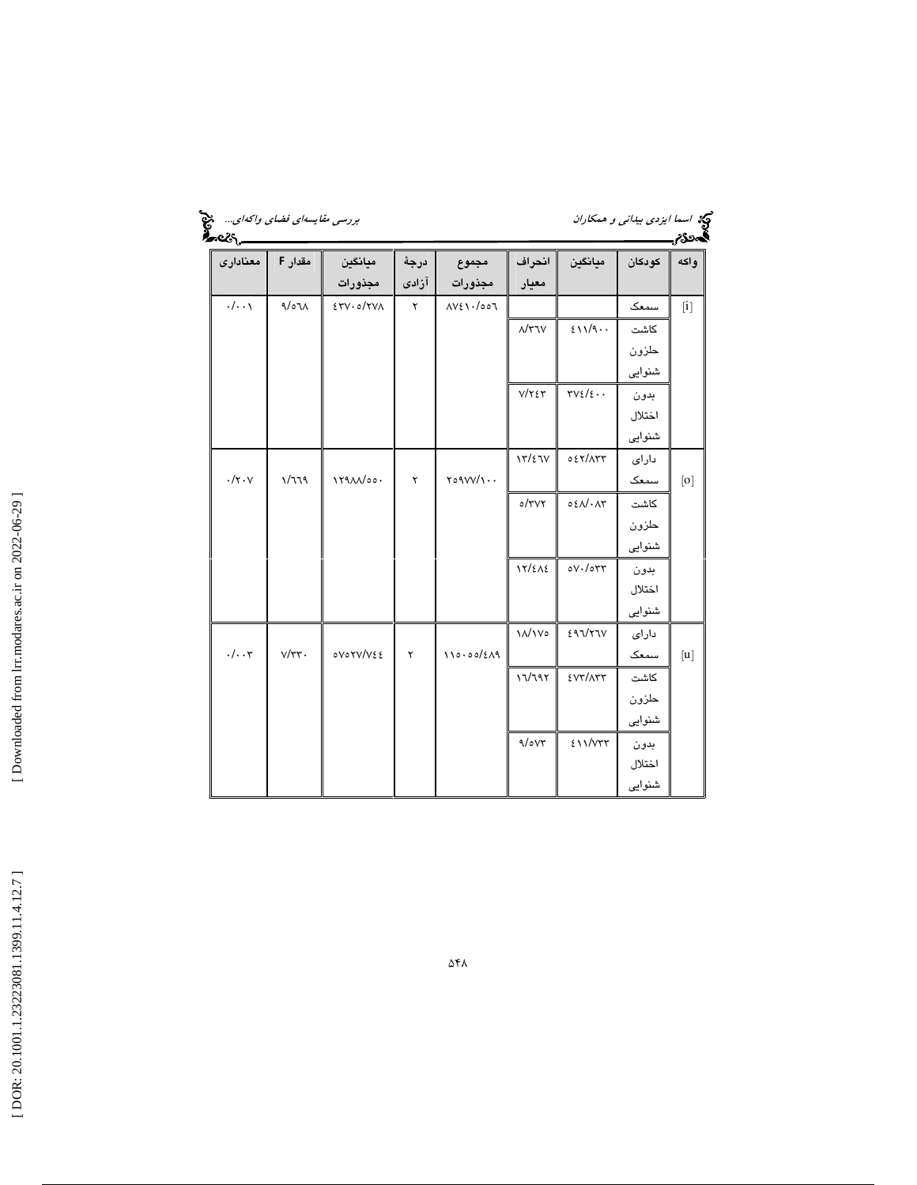| واکه | کودکان | میانگین | انحراف معیار | مجموع مجذورات | درجهٔ آزادی | میانگین مجذورات | مقدار F | معناداری |
|---|---|---|---|---|---|---|---|---|
| [i] | سمعک | | | ۸۷۴۱۰/۵۵۶ | ۲ | ۴۳۷۰۵/۲۷۸ | ۹/۵۶۸ | ۰/۰۰۱ |
| | کاشت حلزون شنوایی | ۴۱۱/۹۰۰ | ۸/۳۶۷ | | | | | |
| | بدون اختلال شنوایی | ۳۷۴/۴۰۰ | ۷/۲۴۳ | | | | | |
| [o] | دارای سمعک | ۵۴۲/۸۳۳ | ۱۳/۴۶۷ | ۲۵۹۷۷/۱۰۰ | ۲ | ۱۲۹۸۸/۵۵۰ | ۱/۶۶۹ | ۰/۲۰۷ |
| | کاشت حلزون شنوایی | ۵۴۸/۰۸۳ | ۵/۳۷۲ | | | | | |
| | بدون اختلال شنوایی | ۵۷۰/۵۳۳ | ۱۲/۴۸۴ | | | | | |
| [u] | دارای سمعک | ۴۹۶/۲۶۷ | ۱۸/۱۷۵ | ۱۱۵۰۵۵/۴۸۹ | ۲ | ۵۷۵۲۷/۷۴۴ | ۷/۳۳۰ | ۰/۰۰۳ |
| | کاشت حلزون شنوایی | ۴۷۳/۸۳۳ | ۱۶/۶۹۲ | | | | | |
| | بدون اختلال شنوایی | ۴۱۱/۷۳۳ | ۹/۵۷۳ | | | | | |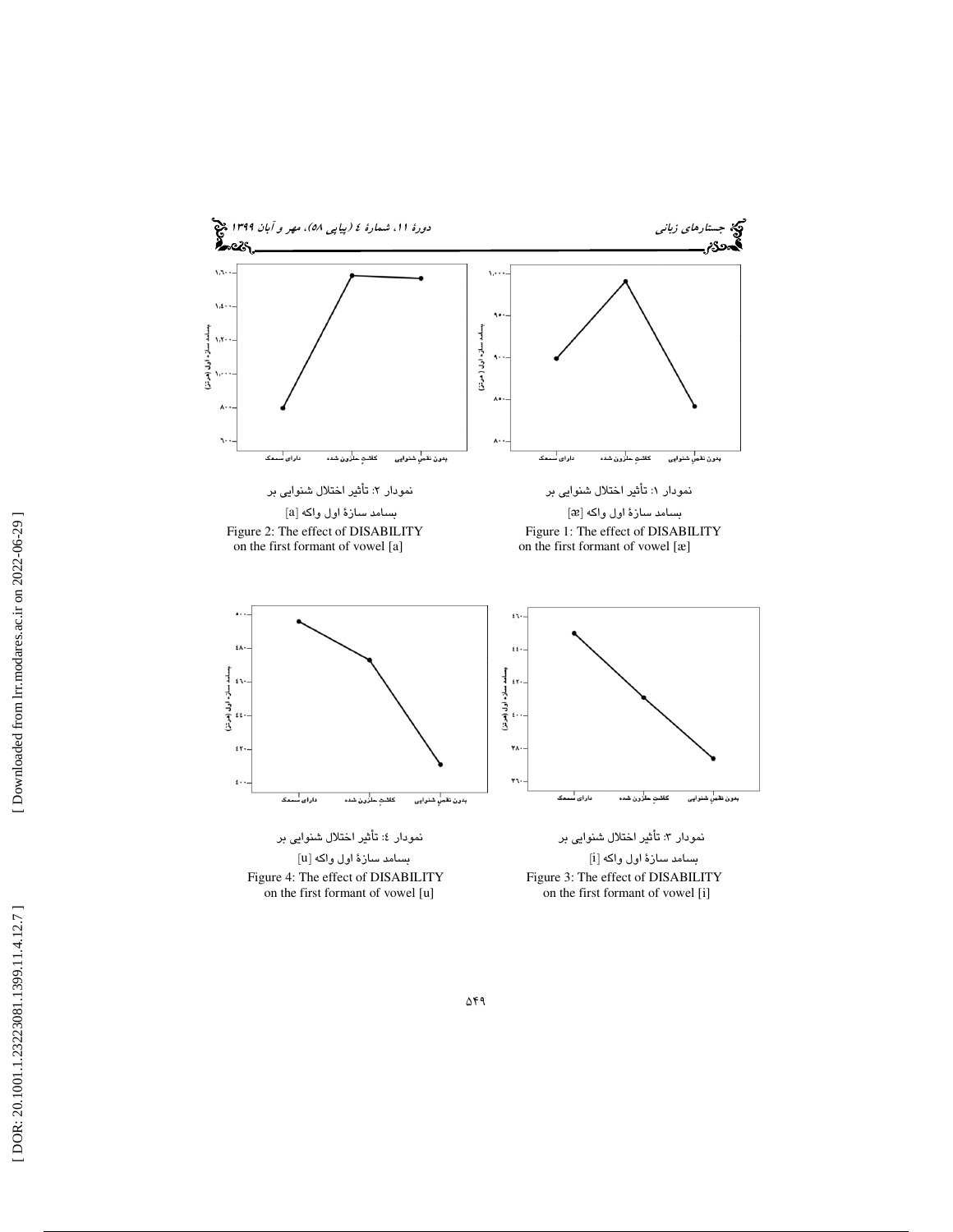نمودار ۱: تأثیر اختلال شنوایی بر

بسامد سازۀ اول واکه [æ]

Figure 1: The effect of DISABILITY on the first formant of vowel [æ]

نمودار ۲: تأثیر اختلال شنوایی بر

بسامد سازۀ اول واکه [a]

Figure 2: The effect of DISABILITY on the first formant of vowel [a]

نمودار ۳: تأثیر اختلال شنوایی بر

بسامد سازۀ اول واکه [i]

Figure 3: The effect of DISABILITY on the first formant of vowel [i]

نمودار ٤: تأثیر اختلال شنوایی بر

بسامد سازۀ اول واکه [u]

Figure 4: The effect of DISABILITY on the first formant of vowel [u]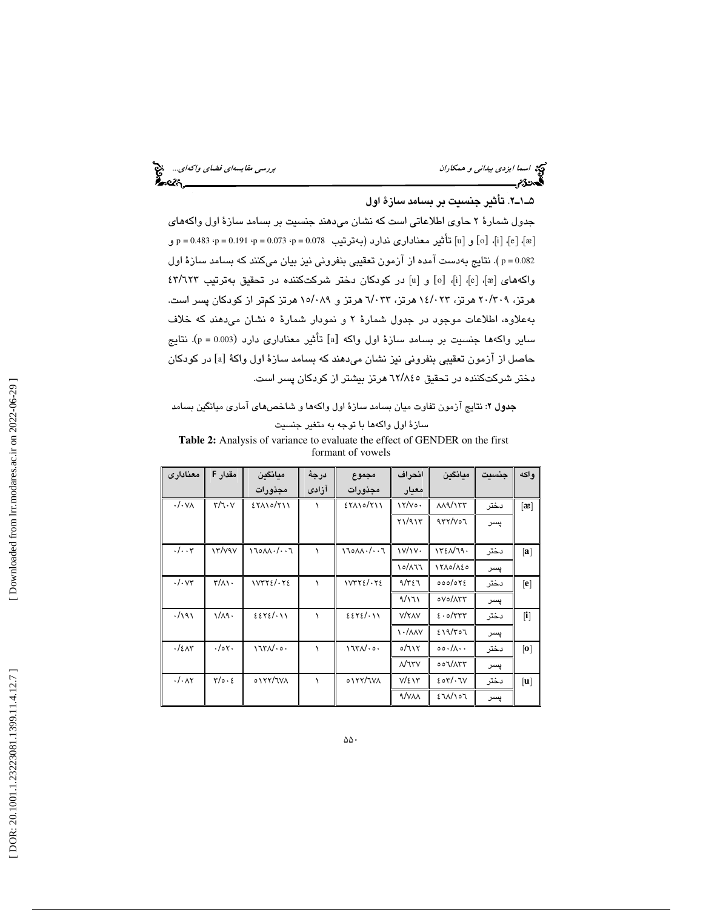### ۵ـ۱ـ۲. تأثیر جنسیت بر بسامد سازهٔ اول

جدول شمارهٔ ۲ حاوی اطلاعاتی است که نشان می‌دهند جنسیت بر بسامد سازهٔ اول واکه‌های [æ]، [e]، [i]، [o] و [u] تأثیر معناداری ندارد (به‌ترتیب p = 0.078، p = 0.073، p = 0.191، p = 0.483 و p = 0.082). نتایج به‌دست آمده از آزمون تعقیبی بنفرونی نیز بیان می‌کنند که بسامد سازهٔ اول واکه‌های [æ]، [e]، [i]، [o] و [u] در کودکان دختر شرکت‌کننده در تحقیق به‌ترتیب ۴۳/۶۲۳ هرتز، ۲۰/۳۰۹ هرتز، ۱۴/۰۲۳ هرتز، ۶/۰۳۳ هرتز و ۱۵/۰۸۹ هرتز کم‌تر از کودکان پسر است. به‌علاوه، اطلاعات موجود در جدول شمارهٔ ۲ و نمودار شمارهٔ ۵ نشان می‌دهند که خلاف سایر واکه‌ها جنسیت بر بسامد سازهٔ اول واکه [a] تأثیر معناداری دارد (p = 0.003). نتایج حاصل از آزمون تعقیبی بنفرونی نیز نشان می‌دهند که بسامد سازهٔ اول واکهٔ [a] در کودکان دختر شرکت‌کننده در تحقیق ۶۲/۸۴۵ هرتز بیشتر از کودکان پسر است.

**جدول ۲**: نتایج آزمون تفاوت میان بسامد سازهٔ اول واکه‌ها و شاخص‌های آماری میانگین بسامد سازهٔ اول واکه‌ها با توجه به متغیر جنسیت

**Table 2:** Analysis of variance to evaluate the effect of GENDER on the first formant of vowels

| واکه | جنسیت | میانگین | انحراف معیار | مجموع مجذورات | درجهٔ آزادی | میانگین مجذورات | مقدار F | معناداری |
|---|---|---|---|---|---|---|---|---|
| [æ] | دختر | ۸۸۹/۱۳۳ | ۱۲/۷۵۰ | ۴۲۸۱۵/۲۱۱ | ۱ | ۴۲۸۱۵/۲۱۱ | ۳/۶۰۷ | ۰/۰۷۸ |
| | پسر | ۹۳۲/۷۵۶ | ۲۱/۹۱۳ | | | | | |
| [a] | دختر | ۱۳۴۸/۶۹۰ | ۱۷/۱۷۰ | ۱۶۵۸۸۰/۰۰۶ | ۱ | ۱۶۵۸۸۰/۰۰۶ | ۱۳/۷۹۷ | ۰/۰۰۳ |
| | پسر | ۱۲۸۵/۸۴۵ | ۱۵/۸۶۶ | | | | | |
| [e] | دختر | ۵۵۵/۵۲۴ | ۹/۳۴۶ | ۱۷۳۲۴/۰۲۴ | ۱ | ۱۷۳۲۴/۰۲۴ | ۳/۸۱۰ | ۰/۰۷۳ |
| | پسر | ۵۷۵/۸۳۳ | ۹/۱۶۱ | | | | | |
| [i] | دختر | ۴۰۵/۳۳۳ | ۷/۲۸۷ | ۴۴۲۴/۰۱۱ | ۱ | ۴۴۲۴/۰۱۱ | ۱/۸۹۰ | ۰/۱۹۱ |
| | پسر | ۴۱۹/۳۵۶ | ۱۰/۸۸۷ | | | | | |
| [o] | دختر | ۵۵۰/۸۰۰ | ۵/۶۱۲ | ۱۶۳۸/۰۵۰ | ۱ | ۱۶۳۸/۰۵۰ | ۰/۵۲۰ | ۰/۴۸۳ |
| | پسر | ۵۵۶/۸۳۳ | ۸/۶۳۷ | | | | | |
| [u] | دختر | ۴۵۳/۰۶۷ | ۷/۴۱۳ | ۵۱۲۲/۶۷۸ | ۱ | ۵۱۲۲/۶۷۸ | ۳/۵۰۴ | ۰/۰۸۲ |
| | پسر | ۴۶۸/۱۵۶ | ۹/۷۸۸ | | | | | |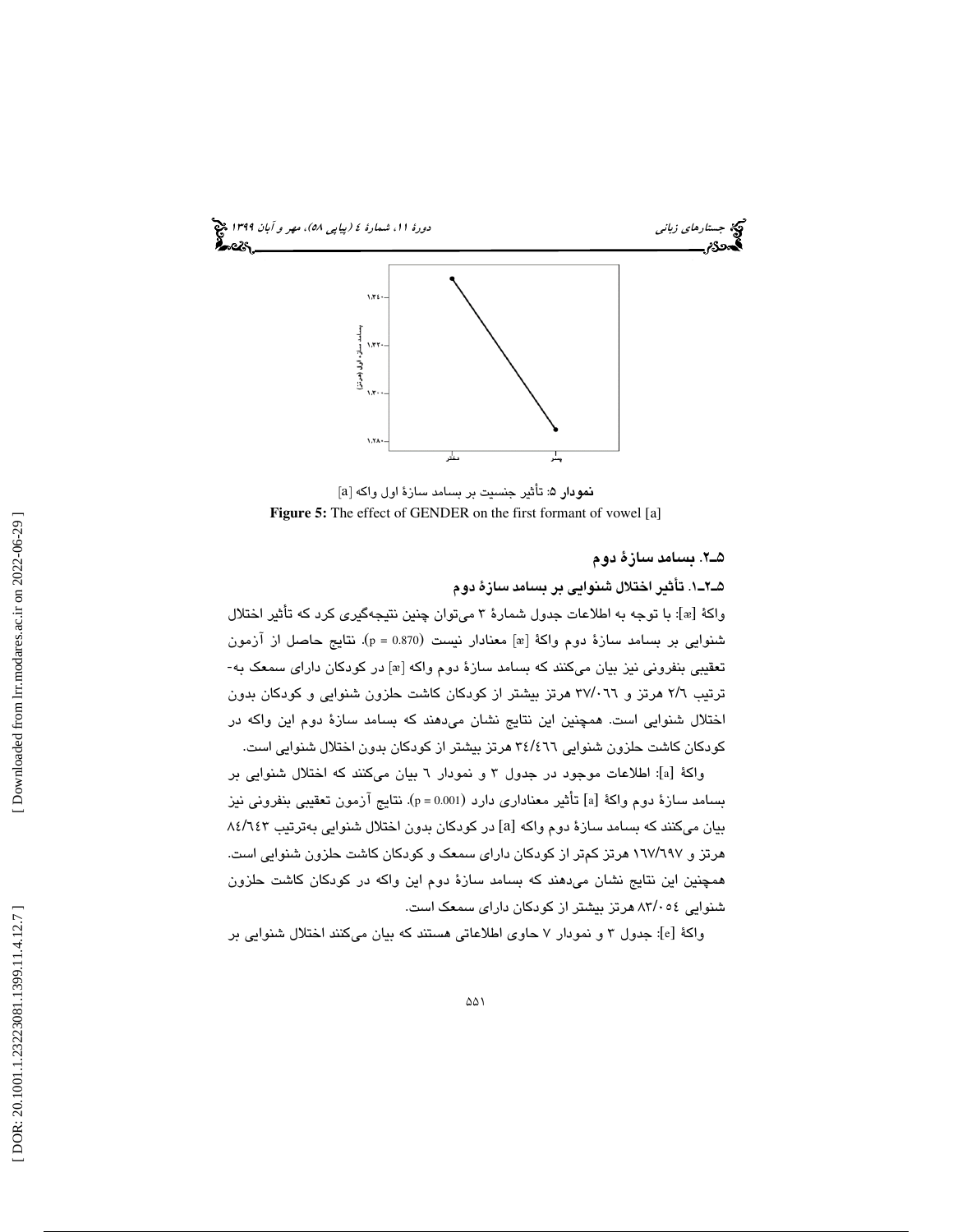نمودار ۵: تأثیر جنسیت بر بسامد سازهٔ اول واکه [a]

**Figure 5:** The effect of GENDER on the first formant of vowel [a]

### ۵ـ۲. بسامد سازهٔ دوم

#### ۵ـ۲ـ۱. تأثیر اختلال شنوایی بر بسامد سازهٔ دوم

واکهٔ [æ]: با توجه به اطلاعات جدول شمارهٔ ۳ می‌توان چنین نتیجه‌گیری کرد که تأثیر اختلال شنوایی بر بسامد سازهٔ دوم واکهٔ [æ] معنادار نیست ($p = 0.870$). نتایج حاصل از آزمون تعقیبی بنفرونی نیز بیان می‌کنند که بسامد سازهٔ دوم واکه [æ] در کودکان دارای سمعک به‌ترتیب ۲/۶ هرتز و ۳۷/۰۶۶ هرتز بیشتر از کودکان کاشت حلزون شنوایی و کودکان بدون اختلال شنوایی است. همچنین این نتایج نشان می‌دهند که بسامد سازهٔ دوم این واکه در کودکان کاشت حلزون شنوایی ۳۴/۴۶۶ هرتز بیشتر از کودکان بدون اختلال شنوایی است.

واکهٔ [a]: اطلاعات موجود در جدول ۳ و نمودار ۶ بیان می‌کنند که اختلال شنوایی بر بسامد سازهٔ دوم واکهٔ [a] تأثیر معناداری دارد ($p = 0.001$). نتایج آزمون تعقیبی بنفرونی نیز بیان می‌کنند که بسامد سازهٔ دوم واکه [a] در کودکان بدون اختلال شنوایی به‌ترتیب ۸۴/۶۴۳ هرتز و ۱۶۷/۶۹۷ هرتز کم‌تر از کودکان دارای سمعک و کودکان کاشت حلزون شنوایی است. همچنین این نتایج نشان می‌دهند که بسامد سازهٔ دوم این واکه در کودکان کاشت حلزون شنوایی ۸۳/۰۵۴ هرتز بیشتر از کودکان دارای سمعک است.

واکهٔ [e]: جدول ۳ و نمودار ۷ حاوی اطلاعاتی هستند که بیان می‌کنند اختلال شنوایی بر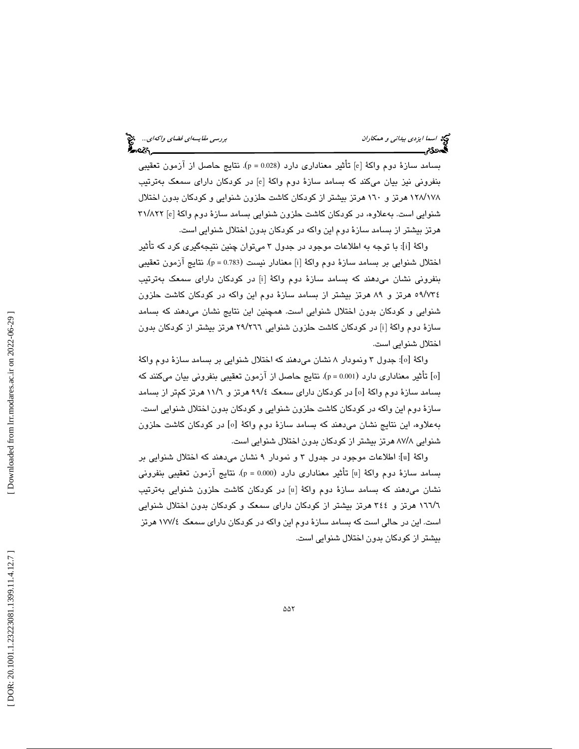بسامد سازهٔ دوم واکهٔ [e] تأثیر معناداری دارد ($p = 0.028$). نتایج حاصل از آزمون تعقیبی بنفرونی نیز بیان می‌کند که بسامد سازهٔ دوم واکهٔ [e] در کودکان دارای سمعک به‌ترتیب ۱۲۸/۱۷۸ هرتز و ۱۶۰ هرتز بیشتر از کودکان کاشت حلزون شنوایی و کودکان بدون اختلال شنوایی است. به‌علاوه، در کودکان کاشت حلزون شنوایی بسامد سازهٔ دوم واکهٔ [e] ۳۱/۸۲۲ هرتز بیشتر از بسامد سازهٔ دوم این واکه در کودکان بدون اختلال شنوایی است.

واکهٔ [i]: با توجه به اطلاعات موجود در جدول ۳ می‌توان چنین نتیجه‌گیری کرد که تأثیر اختلال شنوایی بر بسامد سازهٔ دوم واکهٔ [i] معنادار نیست ($p = 0.783$). نتایج آزمون تعقیبی بنفرونی نشان می‌دهند که بسامد سازهٔ دوم واکهٔ [i] در کودکان دارای سمعک به‌ترتیب ۵۹/۷۳۴ هرتز و ۸۹ هرتز بیشتر از بسامد سازهٔ دوم این واکه در کودکان کاشت حلزون شنوایی و کودکان بدون اختلال شنوایی است. همچنین این نتایج نشان می‌دهند که بسامد سازهٔ دوم واکهٔ [i] در کودکان کاشت حلزون شنوایی ۲۹/۲۶۶ هرتز بیشتر از کودکان بدون اختلال شنوایی است.

واکهٔ [o]: جدول ۳ ونمودار ۸ نشان می‌دهند که اختلال شنوایی بر بسامد سازهٔ دوم واکهٔ [o] تأثیر معناداری دارد ($p = 0.001$). نتایج حاصل از آزمون تعقیبی بنفرونی بیان می‌کنند که بسامد سازهٔ دوم واکهٔ [o] در کودکان دارای سمعک ۹۹/۴ هرتز و ۱۱/۶ هرتز کم‌تر از بسامد سازهٔ دوم این واکه در کودکان کاشت حلزون شنوایی و کودکان بدون اختلال شنوایی است. به‌علاوه، این نتایج نشان می‌دهند که بسامد سازهٔ دوم واکهٔ [o] در کودکان کاشت حلزون شنوایی ۸۷/۸ هرتز بیشتر از کودکان بدون اختلال شنوایی است.

واکهٔ [u]: اطلاعات موجود در جدول ۳ و نمودار ۹ نشان می‌دهند که اختلال شنوایی بر بسامد سازهٔ دوم واکهٔ [u] تأثیر معناداری دارد ($p = 0.000$). نتایج آزمون تعقیبی بنفرونی نشان می‌دهند که بسامد سازهٔ دوم واکهٔ [u] در کودکان کاشت حلزون شنوایی به‌ترتیب ۱۶۶/۶ هرتز و ۳۴۴ هرتز بیشتر از کودکان دارای سمعک و کودکان بدون اختلال شنوایی است. این در حالی است که بسامد سازهٔ دوم این واکه در کودکان دارای سمعک ۱۷۷/۴ هرتز بیشتر از کودکان بدون اختلال شنوایی است.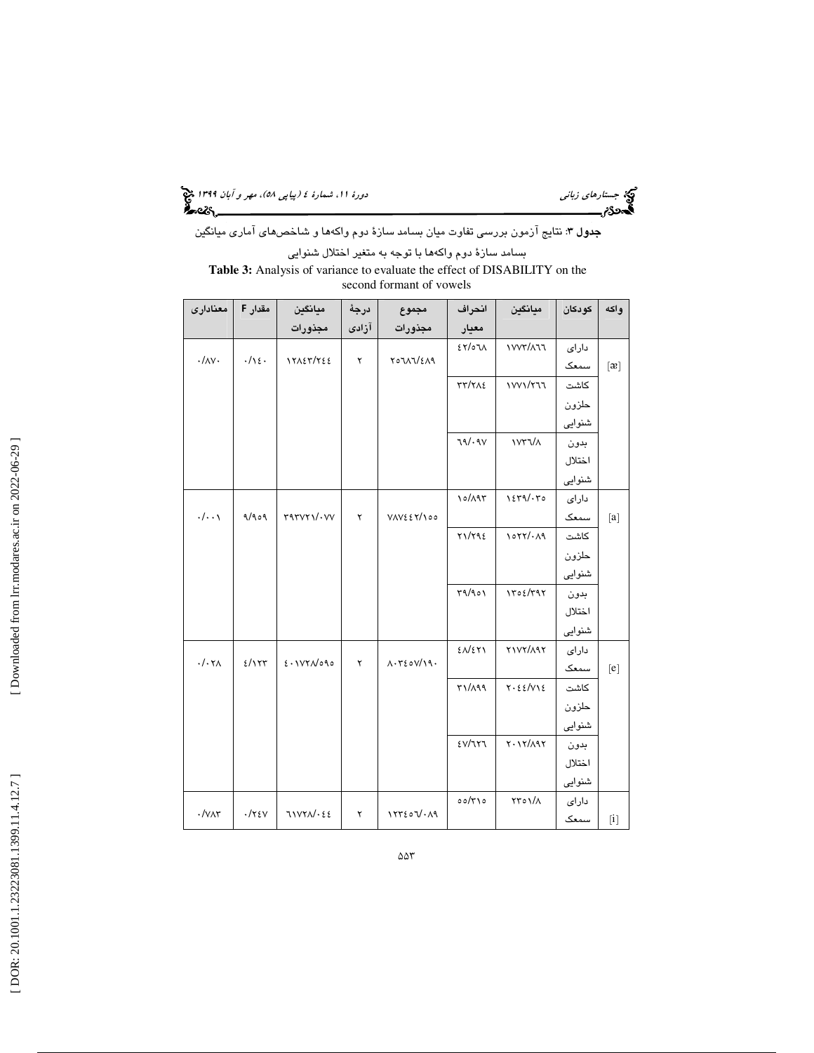**جدول ۳**: نتایج آزمون بررسی تفاوت میان بسامد سازهٔ دوم واکه‌ها و شاخص‌های آماری میانگین بسامد سازهٔ دوم واکه‌ها با توجه به متغیر اختلال شنوایی

**Table 3:** Analysis of variance to evaluate the effect of DISABILITY on the second formant of vowels

| واکه | کودکان | میانگین | انحراف معیار | مجموع مجذورات | درجهٔ آزادی | میانگین مجذورات | مقدار F | معناداری |
|---|---|---|---|---|---|---|---|---|
| [æ] | دارای سمعک | ۱۷۷۳/۸٦٦ | ٤۲/٥٦۸ | ۲٥٦۸٦/٤۸۹ | ۲ | ۱۲۸٤۳/۲٤٤ | ۰/۱٤۰ | ۰/۸۷۰ |
| | کاشت حلزون شنوایی | ۱۷۷۱/۲٦٦ | ۳۳/۲۸٤ | | | | | |
| | بدون اختلال شنوایی | ۱۷۳٦/۸ | ٦۹/۰۹۷ | | | | | |
| [a] | دارای سمعک | ۱٤۳۹/۰۳٥ | ۱٥/۸۹۳ | ۷۸۷٤٤۲/۱٥٥ | ۲ | ۳۹۳۷۲۱/۰۷۷ | ۹/۹٥۹ | ۰/۰۰۱ |
| | کاشت حلزون شنوایی | ۱٥۲۲/۰۸۹ | ۲۱/۲۹٤ | | | | | |
| | بدون اختلال شنوایی | ۱۳٥٤/۳۹۲ | ۳۹/۹٥۱ | | | | | |
| [e] | دارای سمعک | ۲۱۷۲/۸۹۲ | ٤۸/٤۲۱ | ۸۰۳٤٥۷/۱۹۰ | ۲ | ٤۰۱۷۲۸/٥۹٥ | ٤/۱۲۳ | ۰/۰۲۸ |
| | کاشت حلزون شنوایی | ۲۰٤٤/۷۱٤ | ۳۱/۸۹۹ | | | | | |
| | بدون اختلال شنوایی | ۲۰۱۲/۸۹۲ | ٤۷/٦۲٦ | | | | | |
| [i] | دارای سمعک | ۲۳٥۱/۸ | ٥٥/۳۱٥ | ۱۲۳٤٥٦/۰۸۹ | ۲ | ٦۱۷۲۸/۰٤٤ | ۰/۲٤۷ | ۰/۷۸۳ |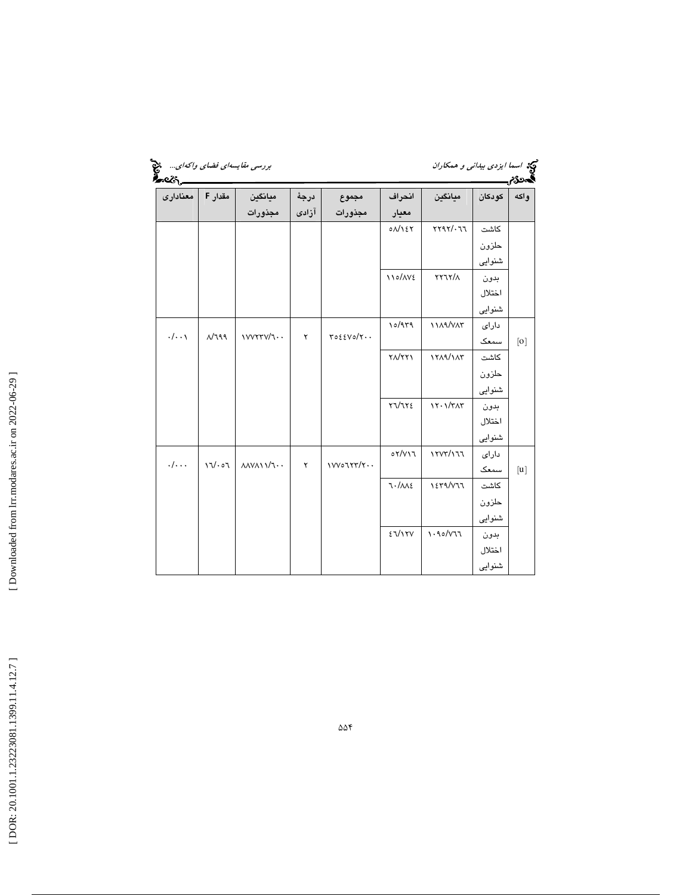| واکه | کودکان | میانگین | انحراف معیار | مجموع مجذورات | درجهٔ آزادی | میانگین مجذورات | مقدار F | معناداری |
|---|---|---|---|---|---|---|---|---|
| | کاشت حلزون شنوایی | ۲۲۹۲/۰۶۶ | ۵۸/۱۴۲ | | | | | |
| | بدون اختلال شنوایی | ۲۲۶۲/۸ | ۱۱۵/۸۷۴ | | | | | |
| [o] | دارای سمعک | ۱۱۸۹/۷۸۳ | ۱۵/۹۳۹ | ۳۵۴۴۷۵/۲۰۰ | ۲ | ۱۷۷۲۳۷/۶۰۰ | ۸/۶۹۹ | ۰/۰۰۱ |
| | کاشت حلزون شنوایی | ۱۲۸۹/۱۸۳ | ۲۸/۲۲۱ | | | | | |
| | بدون اختلال شنوایی | ۱۲۰۱/۳۸۳ | ۲۶/۶۲۴ | | | | | |
| [u] | دارای سمعک | ۱۲۷۳/۱۶۶ | ۵۲/۷۱۶ | ۱۷۷۵۶۲۳/۲۰۰ | ۲ | ۸۸۷۸۱۱/۶۰۰ | ۱۶/۰۵۶ | ۰/۰۰۰ |
| | کاشت حلزون شنوایی | ۱۴۳۹/۷۶۶ | ۶۰/۸۸۴ | | | | | |
| | بدون اختلال شنوایی | ۱۰۹۵/۷۶۶ | ۴۶/۱۲۷ | | | | | |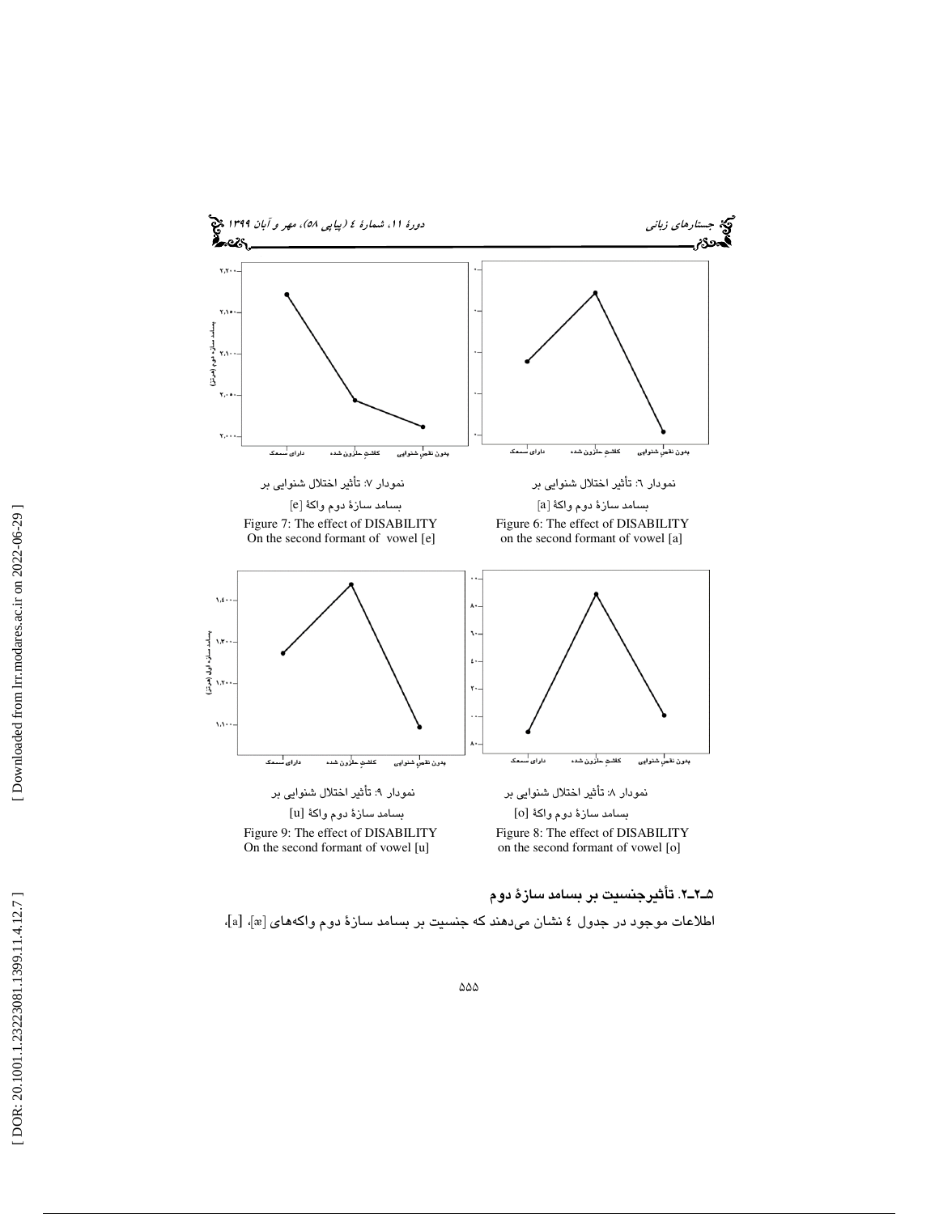نمودار ۷: تأثیر اختلال شنوایی بر

بسامد سازهٔ دوم واکهٔ [e]

Figure 7: The effect of DISABILITY On the second formant of vowel [e]

نمودار ۶: تأثیر اختلال شنوایی بر

بسامد سازهٔ دوم واکهٔ [a]

Figure 6: The effect of DISABILITY on the second formant of vowel [a]

نمودار ۹: تأثیر اختلال شنوایی بر

بسامد سازهٔ دوم واکهٔ [u]

Figure 9: The effect of DISABILITY On the second formant of vowel [u]

نمودار ۸: تأثیر اختلال شنوایی بر

بسامد سازهٔ دوم واکهٔ [o]

Figure 8: The effect of DISABILITY on the second formant of vowel [o]

### ۵ـ۲ـ۲. تأثیرجنسیت بر بسامد سازهٔ دوم

اطلاعات موجود در جدول ٤ نشان می‌دهند که جنسیت بر بسامد سازهٔ دوم واکه‌های [æ]، [a]،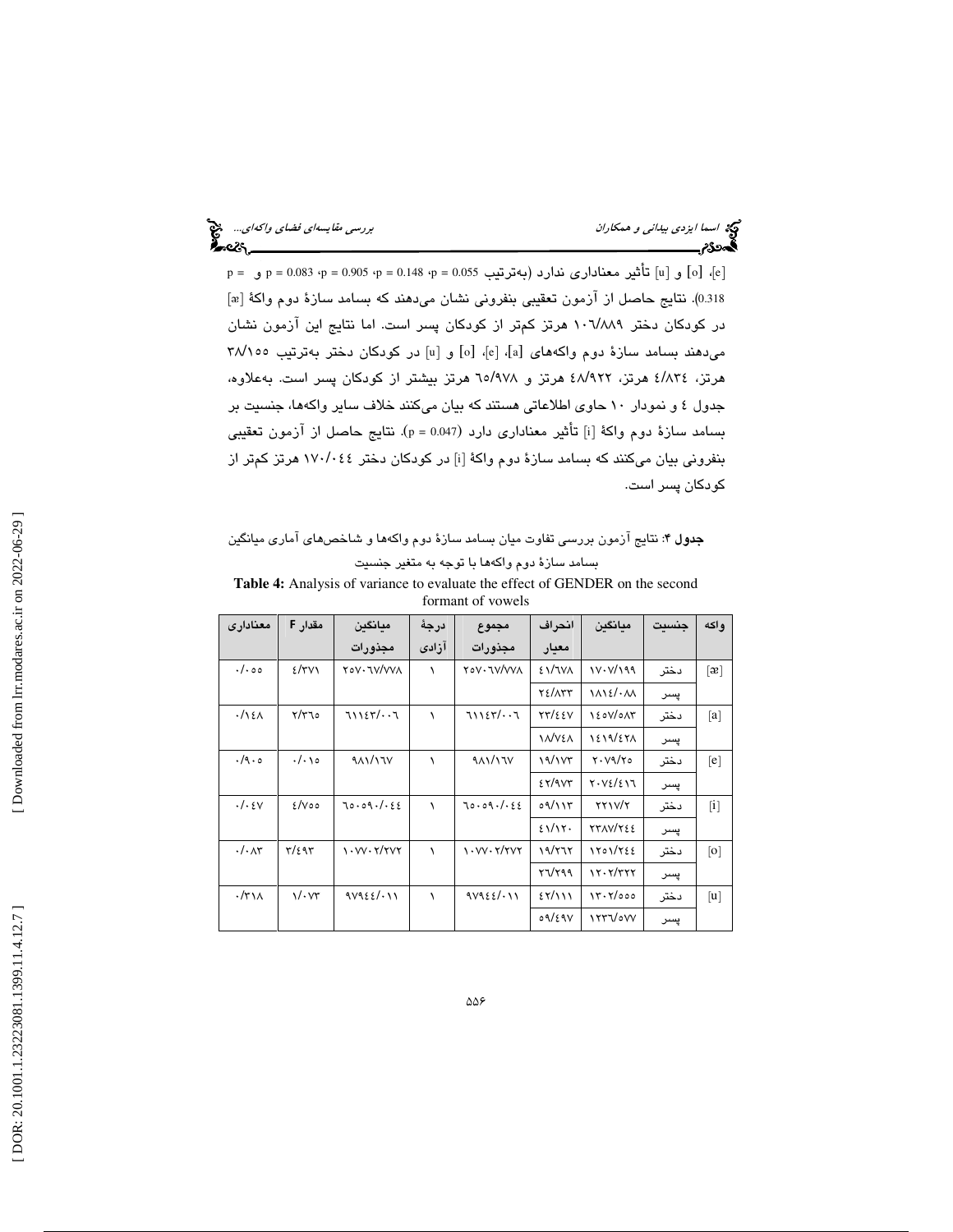[e]، [o] و [u] تأثیر معناداری ندارد (به‌ترتیب p = 0.055، p = 0.148، p = 0.905، p = 0.083 و p = 0.318). نتایج حاصل از آزمون تعقیبی بنفرونی نشان می‌دهند که بسامد سازهٔ دوم واکهٔ [æ] در کودکان دختر ۱۰۶/۸۸۹ هرتز کم‌تر از کودکان پسر است. اما نتایج این آزمون نشان می‌دهند بسامد سازهٔ دوم واکه‌های [a]، [e]، [o] و [u] در کودکان دختر به‌ترتیب ۳۸/۱۵۵ هرتز، ۴/۸۳۴ هرتز، ۴۸/۹۲۲ هرتز و ۶۵/۹۷۸ هرتز بیشتر از کودکان پسر است. به‌علاوه، جدول ۴ و نمودار ۱۰ حاوی اطلاعاتی هستند که بیان می‌کنند خلاف سایر واکه‌ها، جنسیت بر بسامد سازهٔ دوم واکهٔ [i] تأثیر معناداری دارد (p = 0.047). نتایج حاصل از آزمون تعقیبی بنفرونی بیان می‌کنند که بسامد سازهٔ دوم واکهٔ [i] در کودکان دختر ۱۷۰/۰۴۴ هرتز کم‌تر از کودکان پسر است.

**جدول ۴**: نتایج آزمون بررسی تفاوت میان بسامد سازهٔ دوم واکه‌ها و شاخص‌های آماری میانگین بسامد سازهٔ دوم واکه‌ها با توجه به متغیر جنسیت

**Table 4:** Analysis of variance to evaluate the effect of GENDER on the second formant of vowels

| واکه | جنسیت | میانگین | انحراف معیار | مجموع مجذورات | درجهٔ آزادی | میانگین مجذورات | مقدار F | معناداری |
|---|---|---|---|---|---|---|---|---|
| [æ] | دختر | ۱۷۰۷/۱۹۹ | ۴۱/۶۷۸ | ۲۵۷۰۶۷/۷۷۸ | ۱ | ۲۵۷۰۶۷/۷۷۸ | ۴/۳۷۱ | ۰/۰۵۵ |
| | پسر | ۱۸۱۴/۰۸۸ | ۲۴/۸۳۳ | | | | | |
| [a] | دختر | ۱۴۵۷/۵۸۳ | ۲۳/۴۴۷ | ۶۱۱۴۳/۰۰۶ | ۱ | ۶۱۱۴۳/۰۰۶ | ۲/۳۶۵ | ۰/۱۴۸ |
| | پسر | ۱۴۱۹/۴۲۸ | ۱۸/۷۴۸ | | | | | |
| [e] | دختر | ۲۰۷۹/۲۵ | ۱۹/۱۷۳ | ۹۸۱/۱۶۷ | ۱ | ۹۸۱/۱۶۷ | ۰/۰۱۵ | ۰/۹۰۵ |
| | پسر | ۲۰۷۴/۴۱۶ | ۴۲/۹۷۳ | | | | | |
| [i] | دختر | ۲۲۱۷/۲ | ۵۹/۱۱۳ | ۶۵۰۵۹۰/۰۴۴ | ۱ | ۶۵۰۵۹۰/۰۴۴ | ۴/۷۵۵ | ۰/۰۴۷ |
| | پسر | ۲۳۸۷/۲۴۴ | ۴۱/۱۲۰ | | | | | |
| [o] | دختر | ۱۲۵۱/۲۴۴ | ۱۹/۲۶۲ | ۱۰۷۷۰۲/۲۷۲ | ۱ | ۱۰۷۷۰۲/۲۷۲ | ۳/۴۹۳ | ۰/۰۸۳ |
| | پسر | ۱۲۰۲/۳۲۲ | ۲۶/۲۹۹ | | | | | |
| [u] | دختر | ۱۳۰۲/۵۵۵ | ۴۲/۱۱۱ | ۹۷۹۴۴/۰۱۱ | ۱ | ۹۷۹۴۴/۰۱۱ | ۱/۰۷۳ | ۰/۳۱۸ |
| | پسر | ۱۲۳۶/۵۷۷ | ۵۹/۴۹۷ | | | | | |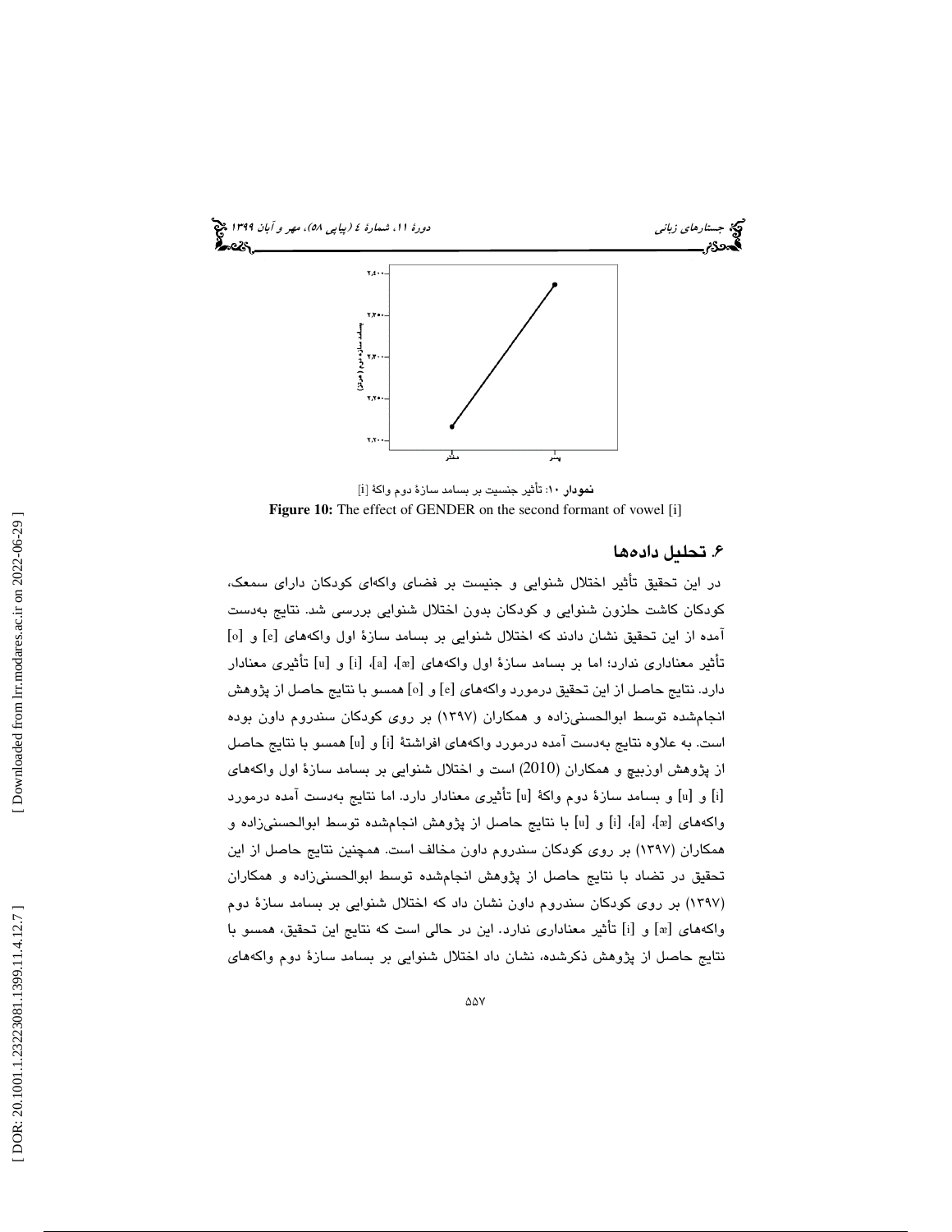نمودار ۱۰: تأثیر جنسیت بر بسامد سازهٔ دوم واکهٔ [i]

**Figure 10:** The effect of GENDER on the second formant of vowel [i]

## ۶. تحلیل داده‌ها

در این تحقیق تأثیر اختلال شنوایی و جنسیت بر فضای واکه‌ای کودکان دارای سمعک، کودکان کاشت حلزون شنوایی و کودکان بدون اختلال شنوایی بررسی شد. نتایج به‌دست آمده از این تحقیق نشان دادند که اختلال شنوایی بر بسامد سازهٔ اول واکه‌های [e] و [o] تأثیر معناداری ندارد؛ اما بر بسامد سازهٔ اول واکه‌های [æ]، [a]، [i] و [u] تأثیری معنادار دارد. نتایج حاصل از این تحقیق درمورد واکه‌های [e] و [o] همسو با نتایج حاصل از پژوهش انجام‌شده توسط ابوالحسنی‌زاده و همکاران (۱۳۹۷) بر روی کودکان سندروم داون بوده است. به علاوه نتایج به‌دست آمده درمورد واکه‌های افراشتهٔ [i] و [u] همسو با نتایج حاصل از پژوهش اوزبیچ و همکاران (2010) است و اختلال شنوایی بر بسامد سازهٔ اول واکه‌های [i] و [u] و بسامد سازهٔ دوم واکهٔ [u] تأثیری معنادار دارد. اما نتایج به‌دست آمده درمورد واکه‌های [æ]، [a]، [i] و [u] با نتایج حاصل از پژوهش انجام‌شده توسط ابوالحسنی‌زاده و همکاران (۱۳۹۷) بر روی کودکان سندروم داون مخالف است. همچنین نتایج حاصل از این تحقیق در تضاد با نتایج حاصل از پژوهش انجام‌شده توسط ابوالحسنی‌زاده و همکاران (۱۳۹۷) بر روی کودکان سندروم داون نشان داد که اختلال شنوایی بر بسامد سازهٔ دوم واکه‌های [æ] و [i] تأثیر معناداری ندارد. این در حالی است که نتایج این تحقیق، همسو با نتایج حاصل از پژوهش ذکرشده، نشان داد اختلال شنوایی بر بسامد سازهٔ دوم واکه‌های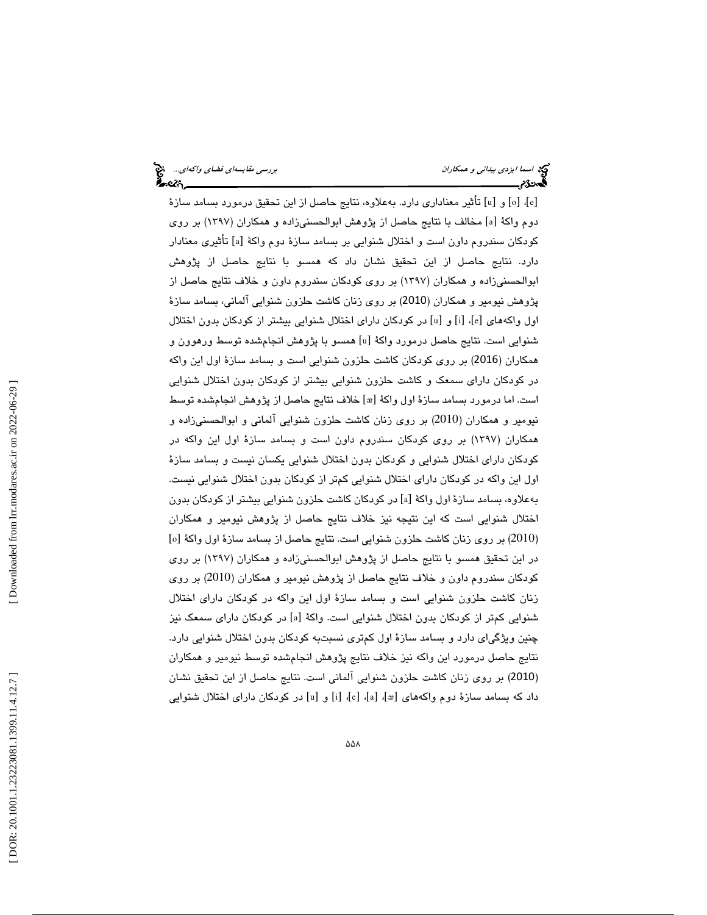[e]، [o] و [u] تأثیر معناداری دارد. به‌علاوه، نتایج حاصل از این تحقیق درمورد بسامد سازهٔ دوم واکهٔ [a] مخالف با نتایج حاصل از پژوهش ابوالحسنی‌زاده و همکاران (۱۳۹۷) بر روی کودکان سندروم داون است و اختلال شنوایی بر بسامد سازهٔ دوم واکهٔ [a] تأثیری معنادار دارد. نتایج حاصل از این تحقیق نشان داد که همسو با نتایج حاصل از پژوهش ابوالحسنی‌زاده و همکاران (۱۳۹۷) بر روی کودکان سندروم داون و خلاف نتایج حاصل از پژوهش نیومیر و همکاران (2010) بر روی زنان کاشت حلزون شنوایی آلمانی، بسامد سازهٔ اول واکه‌های [e]، [i] و [u] در کودکان دارای اختلال شنوایی بیشتر از کودکان بدون اختلال شنوایی است. نتایج حاصل درمورد واکهٔ [u] همسو با پژوهش انجام‌شده توسط ورهوون و همکاران (2016) بر روی کودکان کاشت حلزون شنوایی است و بسامد سازهٔ اول این واکه در کودکان دارای سمعک و کاشت حلزون شنوایی بیشتر از کودکان بدون اختلال شنوایی است. اما درمورد بسامد سازهٔ اول واکهٔ [æ] خلاف نتایج حاصل از پژوهش انجام‌شده توسط نیومیر و همکاران (2010) بر روی زنان کاشت حلزون شنوایی آلمانی و ابوالحسنی‌زاده و همکاران (۱۳۹۷) بر روی کودکان سندروم داون است و بسامد سازهٔ اول این واکه در کودکان دارای اختلال شنوایی و کودکان بدون اختلال شنوایی یکسان نیست و بسامد سازهٔ اول این واکه در کودکان دارای اختلال شنوایی کم‌تر از کودکان بدون اختلال شنوایی نیست. به‌علاوه، بسامد سازهٔ اول واکهٔ [a] در کودکان کاشت حلزون شنوایی بیشتر از کودکان بدون اختلال شنوایی است که این نتیجه نیز خلاف نتایج حاصل از پژوهش نیومیر و همکاران (2010) بر روی زنان کاشت حلزون شنوایی است. نتایج حاصل از بسامد سازهٔ اول واکهٔ [o] در این تحقیق همسو با نتایج حاصل از پژوهش ابوالحسنی‌زاده و همکاران (۱۳۹۷) بر روی کودکان سندروم داون و خلاف نتایج حاصل از پژوهش نیومیر و همکاران (2010) بر روی زنان کاشت حلزون شنوایی است و بسامد سازهٔ اول این واکه در کودکان دارای اختلال شنوایی کم‌تر از کودکان بدون اختلال شنوایی است. واکهٔ [a] در کودکان دارای سمعک نیز چنین ویژگی‌ای دارد و بسامد سازهٔ اول کم‌تری نسبت‌به کودکان بدون اختلال شنوایی دارد. نتایج حاصل درمورد این واکه نیز خلاف نتایج پژوهش انجام‌شده توسط نیومیر و همکاران (2010) بر روی زنان کاشت حلزون شنوایی آلمانی است. نتایج حاصل از این تحقیق نشان داد که بسامد سازهٔ دوم واکه‌های [æ]، [a]، [e]، [i] و [u] در کودکان دارای اختلال شنوایی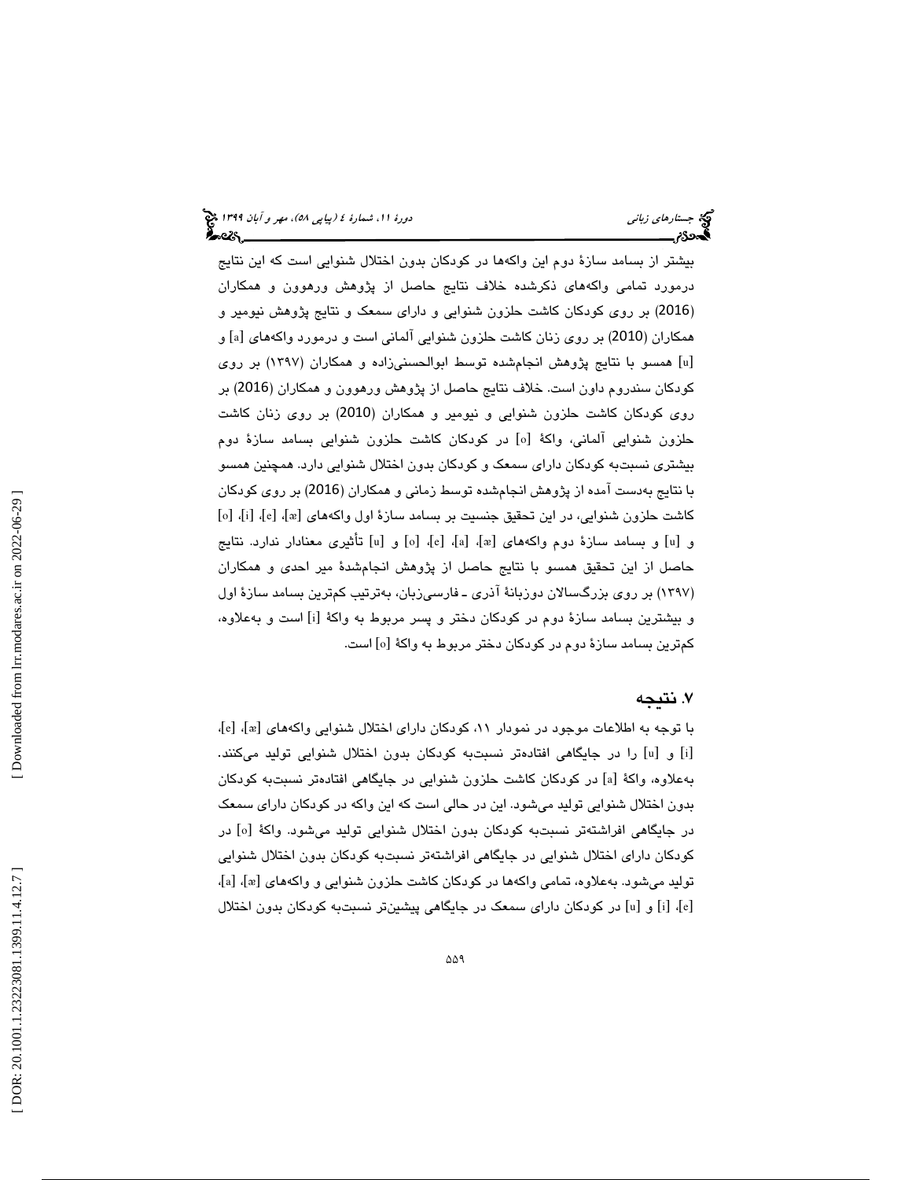بیشتر از بسامد سازهٔ دوم این واکه‌ها در کودکان بدون اختلال شنوایی است که این نتایج درمورد تمامی واکه‌های ذکرشده خلاف نتایج حاصل از پژوهش ورهوون و همکاران (2016) بر روی کودکان کاشت حلزون شنوایی و دارای سمعک و نتایج پژوهش نیومیر و همکاران (2010) بر روی زنان کاشت حلزون شنوایی آلمانی است و درمورد واکه‌های [a] و [u] همسو با نتایج پژوهش انجام‌شده توسط ابوالحسنی‌زاده و همکاران (۱۳۹۷) بر روی کودکان سندروم داون است. خلاف نتایج حاصل از پژوهش ورهوون و همکاران (2016) بر روی کودکان کاشت حلزون شنوایی و نیومیر و همکاران (2010) بر روی زنان کاشت حلزون شنوایی آلمانی، واکهٔ [o] در کودکان کاشت حلزون شنوایی بسامد سازهٔ دوم بیشتری نسبت‌به کودکان دارای سمعک و کودکان بدون اختلال شنوایی دارد. همچنین همسو با نتایج به‌دست آمده از پژوهش انجام‌شده توسط زمانی و همکاران (2016) بر روی کودکان کاشت حلزون شنوایی، در این تحقیق جنسیت بر بسامد سازهٔ اول واکه‌های [æ]، [e]، [i]، [o] و [u] و بسامد سازهٔ دوم واکه‌های [æ]، [a]، [e]، [o] و [u] تأثیری معنادار ندارد. نتایج حاصل از این تحقیق همسو با نتایج حاصل از پژوهش انجام‌شدهٔ میر احدی و همکاران (۱۳۹۷) بر روی بزرگسالان دوزبانهٔ آذری ـ فارسی‌زبان، به‌ترتیب کم‌ترین بسامد سازهٔ اول و بیشترین بسامد سازهٔ دوم در کودکان دختر و پسر مربوط به واکهٔ [i] است و به‌علاوه، کم‌ترین بسامد سازهٔ دوم در کودکان دختر مربوط به واکهٔ [o] است.

## ۷. نتیجه

با توجه به اطلاعات موجود در نمودار ۱۱، کودکان دارای اختلال شنوایی واکه‌های [æ]، [e]، [i] و [u] را در جایگاهی افتاده‌تر نسبت‌به کودکان بدون اختلال شنوایی تولید می‌کنند. به‌علاوه، واکهٔ [a] در کودکان کاشت حلزون شنوایی در جایگاهی افتاده‌تر نسبت‌به کودکان بدون اختلال شنوایی تولید می‌شود. این در حالی است که این واکه در کودکان دارای سمعک در جایگاهی افراشته‌تر نسبت‌به کودکان بدون اختلال شنوایی تولید می‌شود. واکهٔ [o] در کودکان دارای اختلال شنوایی در جایگاهی افراشته‌تر نسبت‌به کودکان بدون اختلال شنوایی تولید می‌شود. به‌علاوه، تمامی واکه‌ها در کودکان کاشت حلزون شنوایی و واکه‌های [æ]، [a]، [e]، [i] و [u] در کودکان دارای سمعک در جایگاهی پیشین‌تر نسبت‌به کودکان بدون اختلال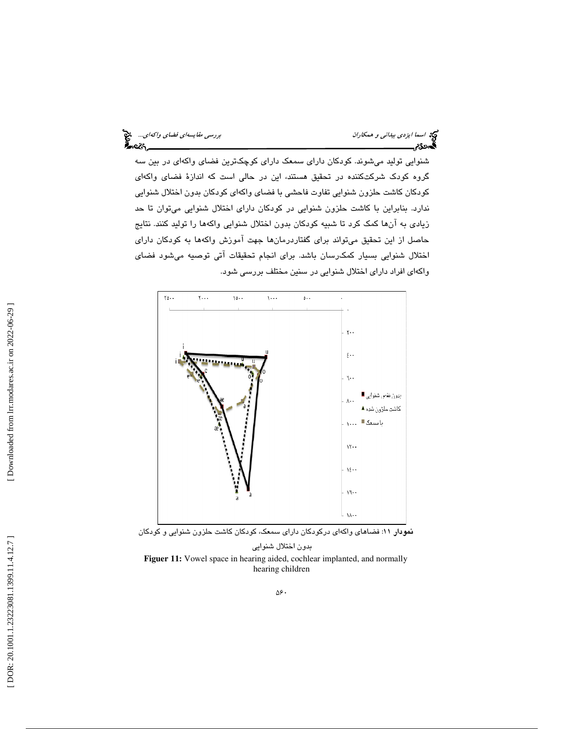شنوایی تولید می‌شوند. کودکان دارای سمعک دارای کوچک‌ترین فضای واکه‌ای در بین سه گروه کودک شرکت‌کننده در تحقیق هستند، این در حالی است که اندازهٔ فضای واکه‌ای کودکان کاشت حلزون شنوایی تفاوت فاحشی با فضای واکه‌ای کودکان بدون اختلال شنوایی ندارد. بنابراین با کاشت حلزون شنوایی در کودکان دارای اختلال شنوایی می‌توان تا حد زیادی به آن‌ها کمک کرد تا شبیه کودکان بدون اختلال شنوایی واکه‌ها را تولید کنند. نتایج حاصل از این تحقیق می‌تواند برای گفتاردرمان‌ها جهت آموزش واکه‌ها به کودکان دارای اختلال شنوایی بسیار کمک‌رسان باشد. برای انجام تحقیقات آتی توصیه می‌شود فضای واکه‌ای افراد دارای اختلال شنوایی در سنین مختلف بررسی شود.

**نمودار ۱۱**: فضاهای واکه‌ای درکودکان دارای سمعک، کودکان کاشت حلزون شنوایی و کودکان بدون اختلال شنوایی

**Figuer 11:** Vowel space in hearing aided, cochlear implanted, and normally hearing children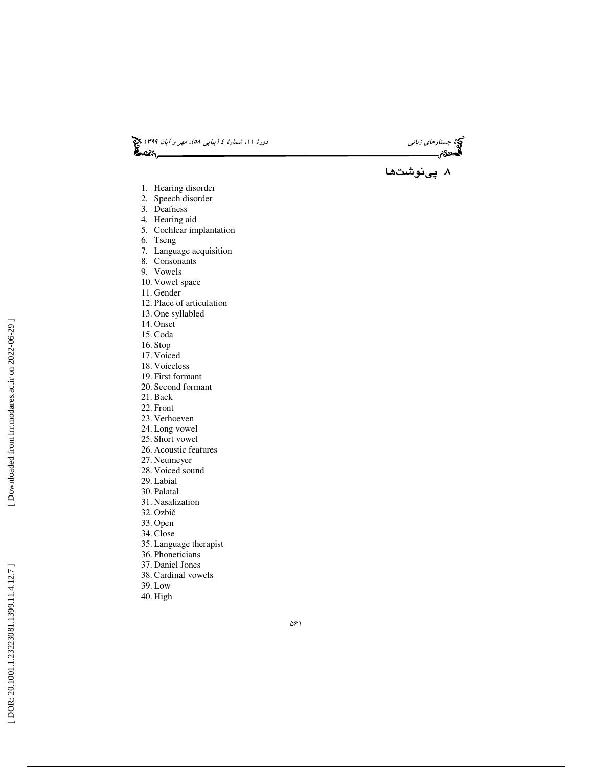## ۸. پی‌نوشت‌ها

1. Hearing disorder
2. Speech disorder
3. Deafness
4. Hearing aid
5. Cochlear implantation
6. Tseng
7. Language acquisition
8. Consonants
9. Vowels
10. Vowel space
11. Gender
12. Place of articulation
13. One syllabled
14. Onset
15. Coda
16. Stop
17. Voiced
18. Voiceless
19. First formant
20. Second formant
21. Back
22. Front
23. Verhoeven
24. Long vowel
25. Short vowel
26. Acoustic features
27. Neumeyer
28. Voiced sound
29. Labial
30. Palatal
31. Nasalization
32. Ozbič
33. Open
34. Close
35. Language therapist
36. Phoneticians
37. Daniel Jones
38. Cardinal vowels
39. Low
40. High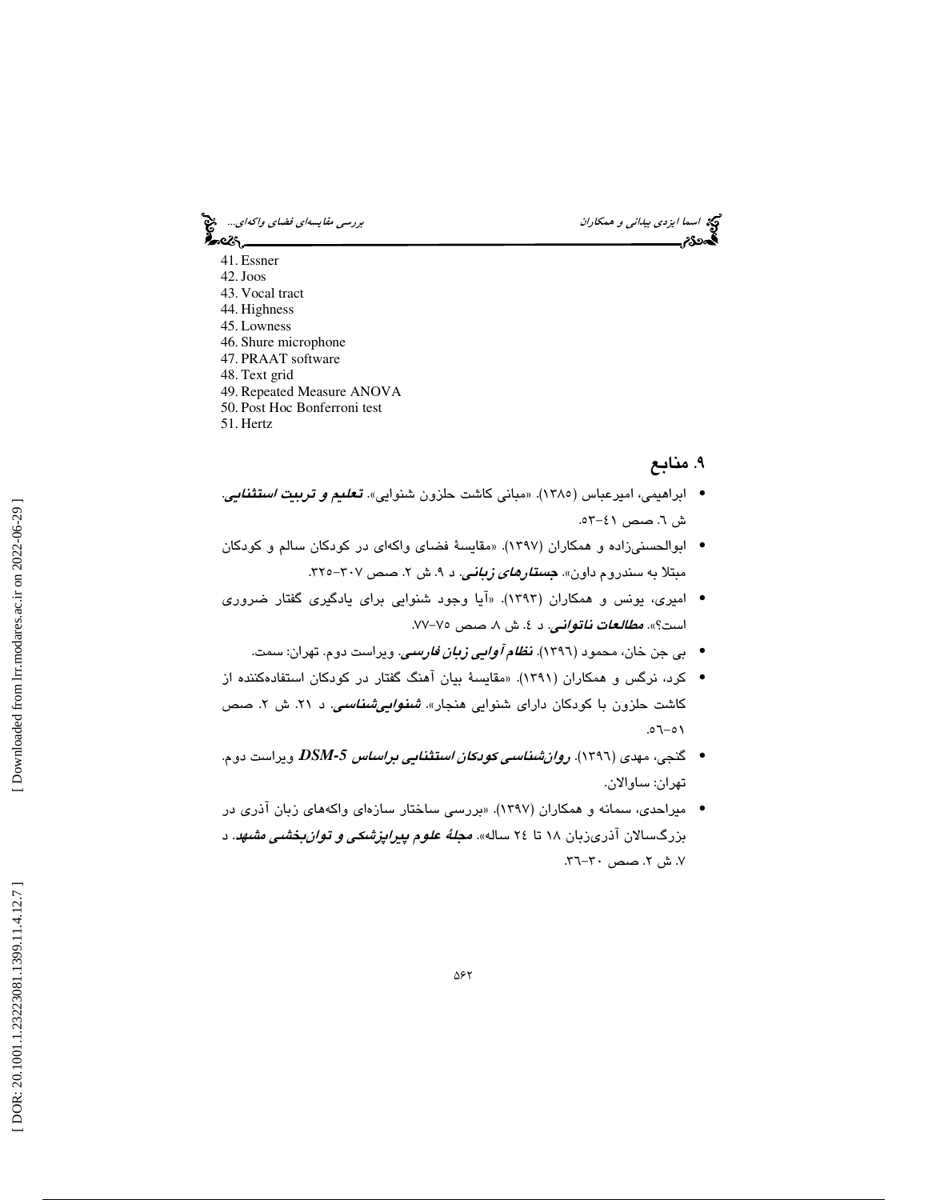41. Essner
42. Joos
43. Vocal tract
44. Highness
45. Lowness
46. Shure microphone
47. PRAAT software
48. Text grid
49. Repeated Measure ANOVA
50. Post Hoc Bonferroni test
51. Hertz

## ۹. منابع

- ابراهیمی، امیرعباس (۱۳۸۵). «مبانی کاشت حلزون شنوایی». ***تعلیم و تربیت استثنایی***. ش ٦. صص ٤١-٥٣.
- ابوالحسنی‌زاده و همکاران (۱۳۹۷). «مقایسهٔ فضای واکه‌ای در کودکان سالم و کودکان مبتلا به سندروم داون». ***جستارهای زبانی***. د ۹. ش ۲. صص ۳۰۷-۳۲۵.
- امیری، یونس و همکاران (۱۳۹۳). «آیا وجود شنوایی برای یادگیری گفتار ضروری است؟». ***مطالعات ناتوانی***. د ٤. ش ۸. صص ۷۵-۷۷.
- بی جن خان، محمود (۱۳۹٦). ***نظام آوایی زبان فارسی***. ویراست دوم. تهران: سمت.
- کرد، نرگس و همکاران (۱۳۹۱). «مقایسهٔ بیان آهنگ گفتار در کودکان استفاده‌کننده از کاشت حلزون با کودکان دارای شنوایی هنجار». ***شنوایی‌شناسی***. د ۲۱. ش ۲. صص ٥١-٥٦.
- گنجی، مهدی (۱۳۹٦). ***روان‌شناسی کودکان استثنایی براساس DSM-5*** ویراست دوم. تهران: ساوالان.
- میراحدی، سمانه و همکاران (۱۳۹۷). «بررسی ساختار سازه‌ای واکه‌های زبان آذری در بزرگسالان آذری‌زبان ۱۸ تا ٢٤ ساله». ***مجلهٔ علوم پیراپزشکی و توانبخشی مشهد***. د ۷. ش ۲. صص ۳۰-۳٦.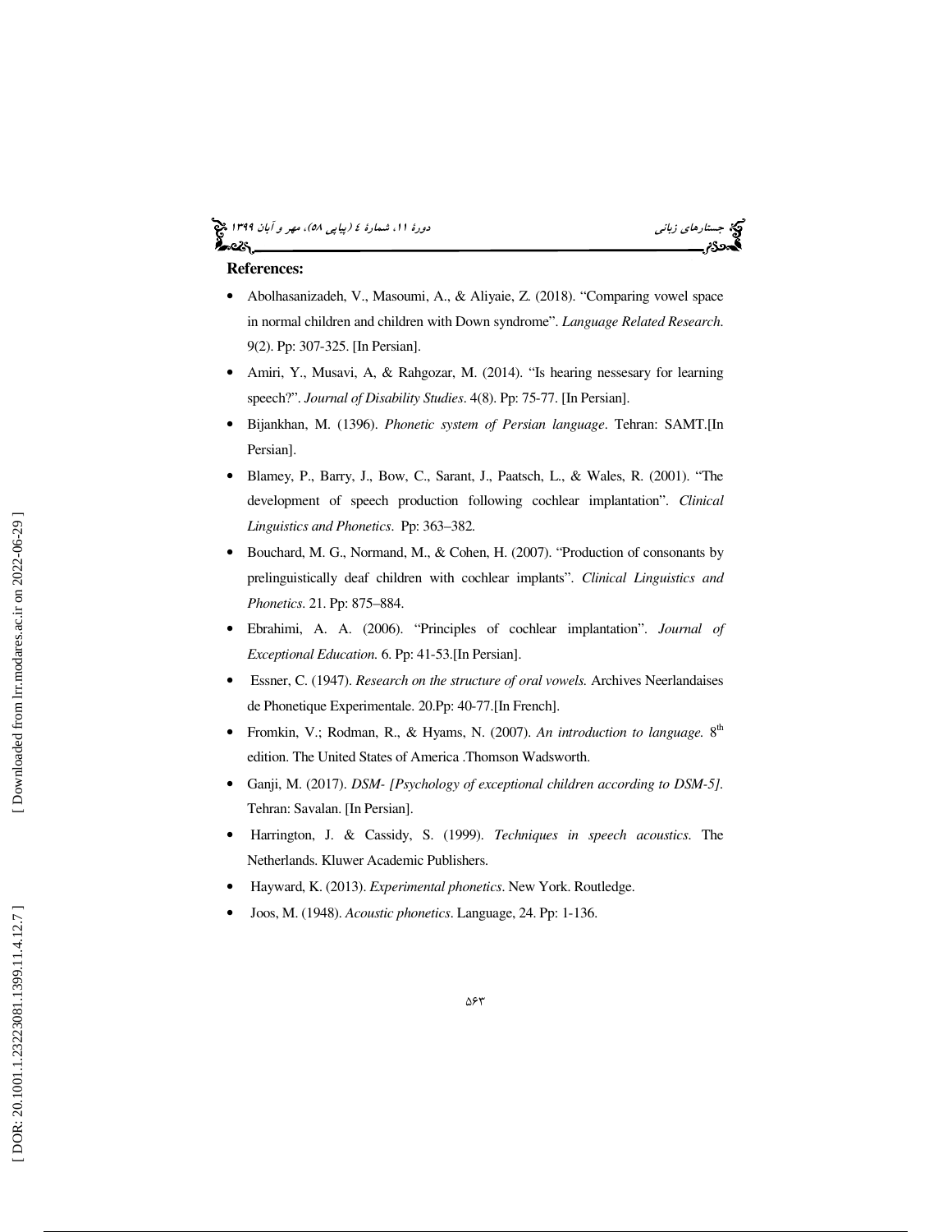**References:**

- Abolhasanizadeh, V., Masoumi, A., & Aliyaie, Z. (2018). "Comparing vowel space in normal children and children with Down syndrome". *Language Related Research.* 9(2). Pp: 307-325. [In Persian].
- Amiri, Y., Musavi, A, & Rahgozar, M. (2014). "Is hearing nessesary for learning speech?". *Journal of Disability Studies*. 4(8). Pp: 75-77. [In Persian].
- Bijankhan, M. (1396). *Phonetic system of Persian language*. Tehran: SAMT.[In Persian].
- Blamey, P., Barry, J., Bow, C., Sarant, J., Paatsch, L., & Wales, R. (2001). "The development of speech production following cochlear implantation". *Clinical Linguistics and Phonetics*. Pp: 363–382.
- Bouchard, M. G., Normand, M., & Cohen, H. (2007). "Production of consonants by prelinguistically deaf children with cochlear implants". *Clinical Linguistics and Phonetics.* 21. Pp: 875–884.
- Ebrahimi, A. A. (2006). "Principles of cochlear implantation". *Journal of Exceptional Education.* 6. Pp: 41-53.[In Persian].
- Essner, C. (1947). *Research on the structure of oral vowels.* Archives Neerlandaises de Phonetique Experimentale. 20.Pp: 40-77.[In French].
- Fromkin, V.; Rodman, R., & Hyams, N. (2007). *An introduction to language.* 8th edition. The United States of America .Thomson Wadsworth.
- Ganji, M. (2017). *DSM- [Psychology of exceptional children according to DSM-5].* Tehran: Savalan. [In Persian].
- Harrington, J. & Cassidy, S. (1999). *Techniques in speech acoustics*. The Netherlands. Kluwer Academic Publishers.
- Hayward, K. (2013). *Experimental phonetics*. New York. Routledge.
- Joos, M. (1948). *Acoustic phonetics*. Language, 24. Pp: 1-136.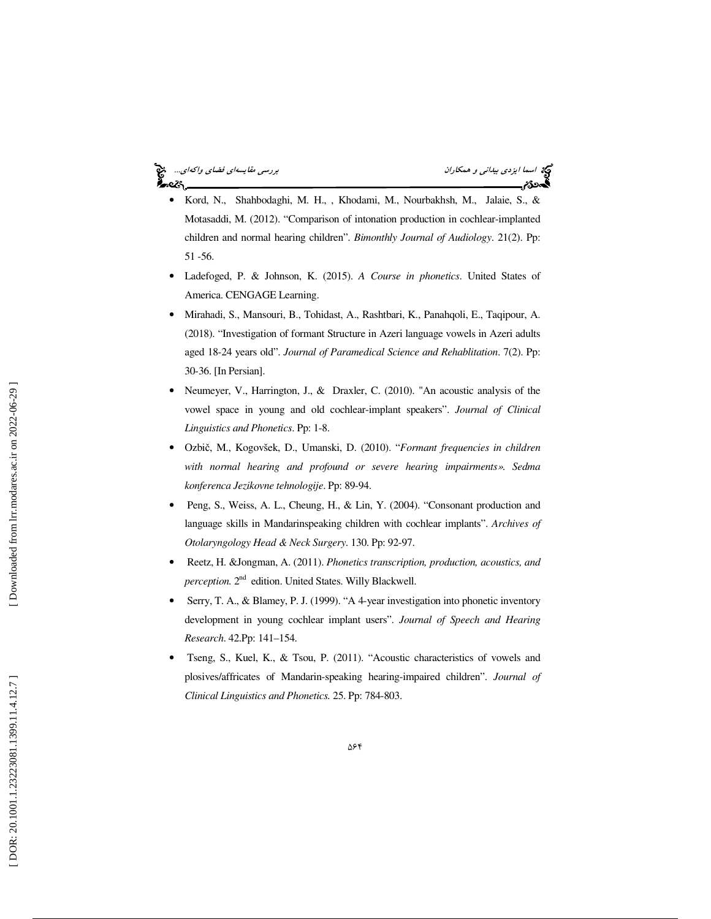- Kord, N., Shahbodaghi, M. H., , Khodami, M., Nourbakhsh, M., Jalaie, S., & Motasaddi, M. (2012). "Comparison of intonation production in cochlear-implanted children and normal hearing children". *Bimonthly Journal of Audiology*. 21(2). Pp: 51 -56.
- Ladefoged, P. & Johnson, K. (2015). *A Course in phonetics*. United States of America. CENGAGE Learning.
- Mirahadi, S., Mansouri, B., Tohidast, A., Rashtbari, K., Panahqoli, E., Taqipour, A. (2018). "Investigation of formant Structure in Azeri language vowels in Azeri adults aged 18-24 years old". *Journal of Paramedical Science and Rehablitation*. 7(2). Pp: 30-36. [In Persian].
- Neumeyer, V., Harrington, J., & Draxler, C. (2010). "An acoustic analysis of the vowel space in young and old cochlear-implant speakers". *Journal of Clinical Linguistics and Phonetics*. Pp: 1-8.
- Ozbič, M., Kogovšek, D., Umanski, D. (2010). "*Formant frequencies in children with normal hearing and profound or severe hearing impairments». Sedma konferenca Jezikovne tehnologije*. Pp: 89-94.
- Peng, S., Weiss, A. L., Cheung, H., & Lin, Y. (2004). "Consonant production and language skills in Mandarinspeaking children with cochlear implants". *Archives of Otolaryngology Head & Neck Surgery*. 130. Pp: 92-97.
- Reetz, H. &Jongman, A. (2011). *Phonetics transcription, production, acoustics, and perception.* 2nd edition. United States. Willy Blackwell.
- Serry, T. A., & Blamey, P. J. (1999). "A 4-year investigation into phonetic inventory development in young cochlear implant users". *Journal of Speech and Hearing Research*. 42.Pp: 141–154.
- Tseng, S., Kuel, K., & Tsou, P. (2011). "Acoustic characteristics of vowels and plosives/affricates of Mandarin-speaking hearing-impaired children". *Journal of Clinical Linguistics and Phonetics.* 25. Pp: 784-803.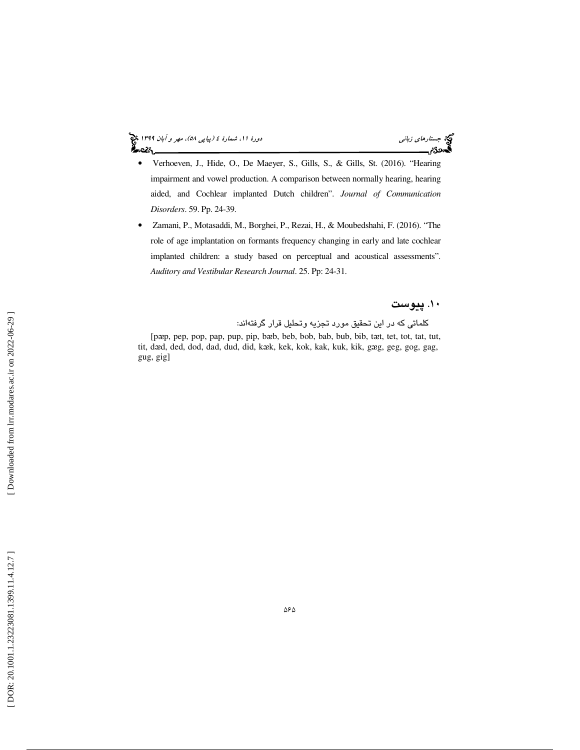- Verhoeven, J., Hide, O., De Maeyer, S., Gills, S., & Gills, St. (2016). "Hearing impairment and vowel production. A comparison between normally hearing, hearing aided, and Cochlear implanted Dutch children". *Journal of Communication Disorders*. 59. Pp. 24-39.
- Zamani, P., Motasaddi, M., Borghei, P., Rezai, H., & Moubedshahi, F. (2016). "The role of age implantation on formants frequency changing in early and late cochlear implanted children: a study based on perceptual and acoustical assessments". *Auditory and Vestibular Research Journal*. 25. Pp: 24-31.

## ۱۰. پیوست

کلماتی که در این تحقیق مورد تجزیه وتحلیل قرار گرفته‌اند:

[pæp, pep, pop, pap, pup, pip, bæb, beb, bob, bab, bub, bib, tæt, tet, tot, tat, tut, tit, dæd, ded, dod, dad, dud, did, kæk, kek, kok, kak, kuk, kik, gæg, geg, gog, gag, gug, gig]